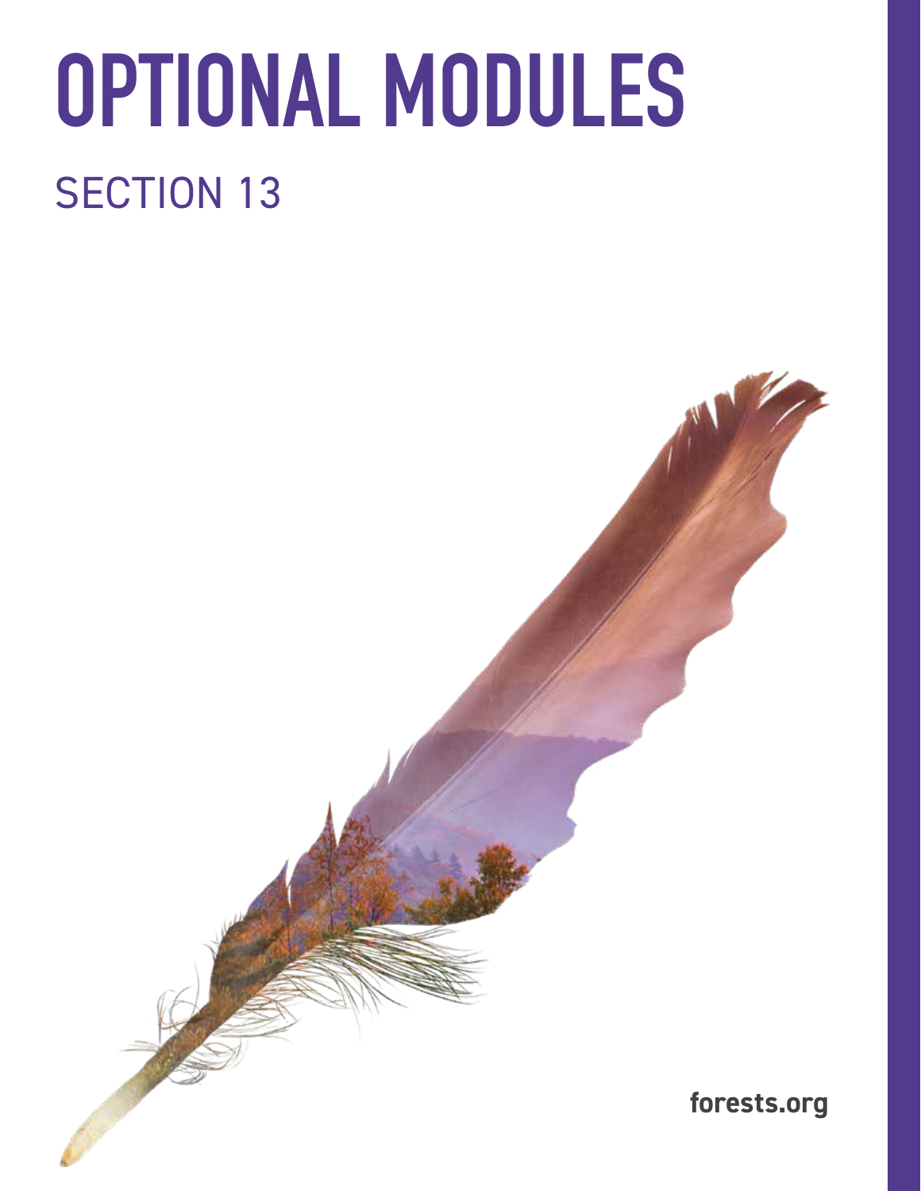# OPTIONAL MODULES

## SECTION 13

forests.org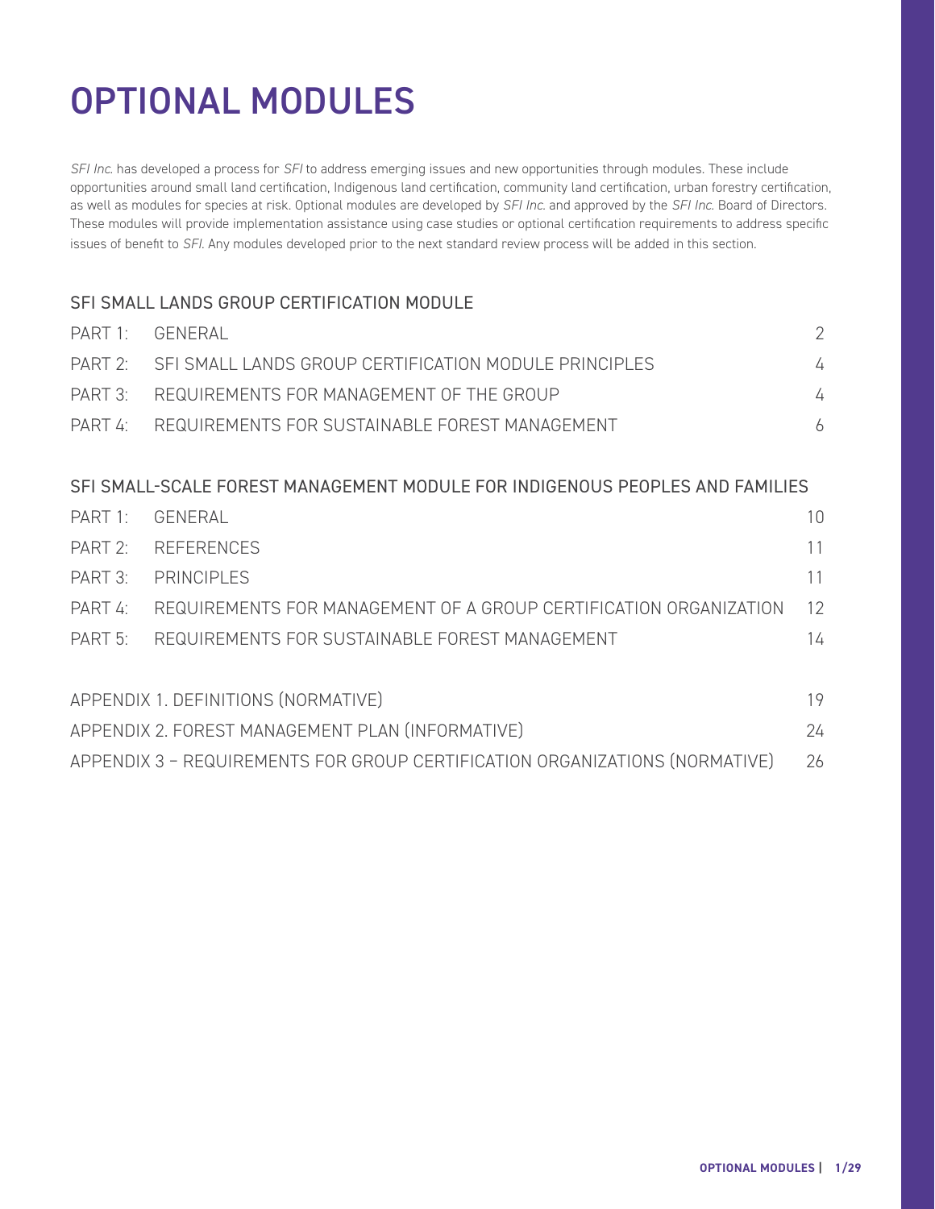# OPTIONAL MODULES

*SFI Inc.* has developed a process for *SFI* to address emerging issues and new opportunities through modules. These include opportunities around small land certification, Indigenous land certification, community land certification, urban forestry certification, as well as modules for species at risk. Optional modules are developed by *SFI Inc.* and approved by the *SFI Inc.* Board of Directors. These modules will provide implementation assistance using case studies or optional certification requirements to address specific issues of benefit to *SFI*. Any modules developed prior to the next standard review process will be added in this section.

## SFI SMALL LANDS GROUP CERTIFICATION MODULE

| | | |
|---|---|---|
| PART 1: | GENERAL | 2 |
| PART 2: | SFI SMALL LANDS GROUP CERTIFICATION MODULE PRINCIPLES | 4 |
| PART 3: | REQUIREMENTS FOR MANAGEMENT OF THE GROUP | 4 |
| PART 4: | REQUIREMENTS FOR SUSTAINABLE FOREST MANAGEMENT | 6 |

## SFI SMALL-SCALE FOREST MANAGEMENT MODULE FOR INDIGENOUS PEOPLES AND FAMILIES

| | | |
|---|---|---|
| PART 1: | GENERAL | 10 |
| PART 2: | REFERENCES | 11 |
| PART 3: | PRINCIPLES | 11 |
| PART 4: | REQUIREMENTS FOR MANAGEMENT OF A GROUP CERTIFICATION ORGANIZATION | 12 |
| PART 5: | REQUIREMENTS FOR SUSTAINABLE FOREST MANAGEMENT | 14 |

| | |
|---|---|
| APPENDIX 1. DEFINITIONS (NORMATIVE) | 19 |
| APPENDIX 2. FOREST MANAGEMENT PLAN (INFORMATIVE) | 24 |
| APPENDIX 3 – REQUIREMENTS FOR GROUP CERTIFICATION ORGANIZATIONS (NORMATIVE) | 26 |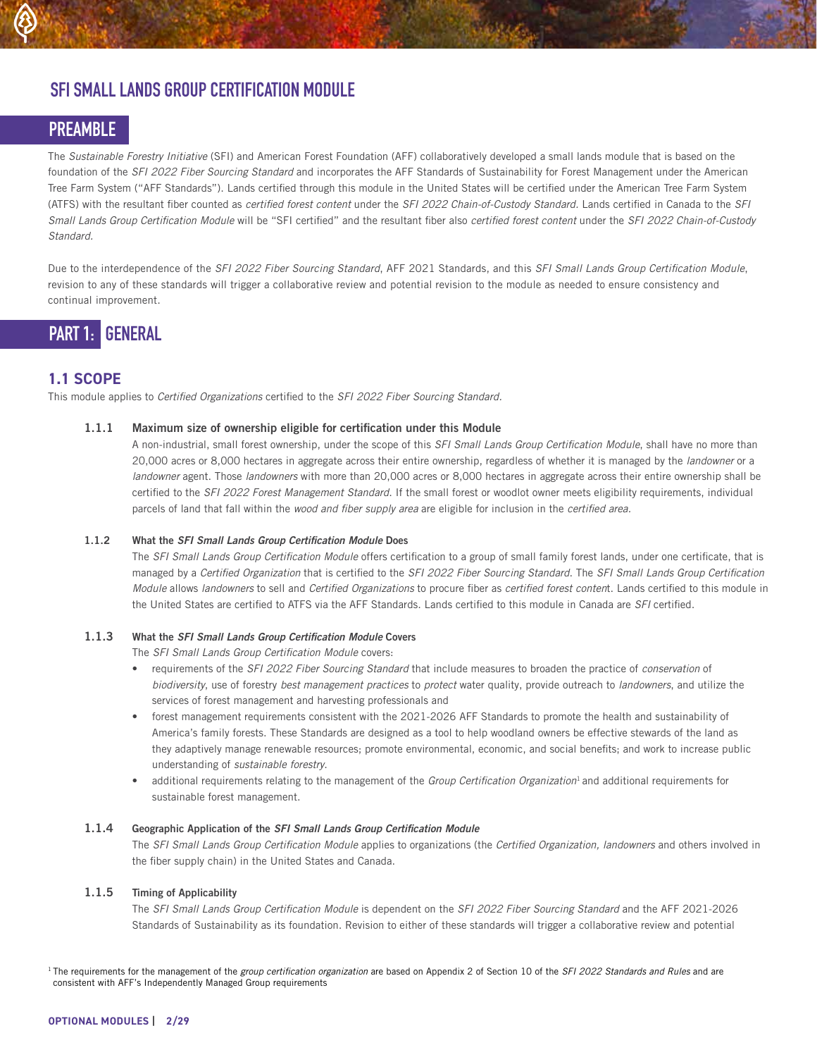# SFI SMALL LANDS GROUP CERTIFICATION MODULE

## PREAMBLE

The *Sustainable Forestry Initiative* (SFI) and American Forest Foundation (AFF) collaboratively developed a small lands module that is based on the foundation of the *SFI 2022 Fiber Sourcing Standard* and incorporates the AFF Standards of Sustainability for Forest Management under the American Tree Farm System ("AFF Standards"). Lands certified through this module in the United States will be certified under the American Tree Farm System (ATFS) with the resultant fiber counted as *certified forest content* under the *SFI 2022 Chain-of-Custody Standard*. Lands certified in Canada to the *SFI Small Lands Group Certification Module* will be "SFI certified" and the resultant fiber also *certified forest content* under the *SFI 2022 Chain-of-Custody Standard*.

Due to the interdependence of the *SFI 2022 Fiber Sourcing Standard*, AFF 2021 Standards, and this *SFI Small Lands Group Certification Module*, revision to any of these standards will trigger a collaborative review and potential revision to the module as needed to ensure consistency and continual improvement.

## PART 1: GENERAL

### 1.1 SCOPE

This module applies to *Certified Organizations* certified to the *SFI 2022 Fiber Sourcing Standard*.

**1.1.1 Maximum size of ownership eligible for certification under this Module**

A non-industrial, small forest ownership, under the scope of this *SFI Small Lands Group Certification Module*, shall have no more than 20,000 acres or 8,000 hectares in aggregate across their entire ownership, regardless of whether it is managed by the *landowner* or a *landowner* agent. Those *landowners* with more than 20,000 acres or 8,000 hectares in aggregate across their entire ownership shall be certified to the *SFI 2022 Forest Management Standard*. If the small forest or woodlot owner meets eligibility requirements, individual parcels of land that fall within the *wood and fiber supply area* are eligible for inclusion in the *certified area*.

**1.1.2 What the *SFI Small Lands Group Certification Module* Does**

The *SFI Small Lands Group Certification Module* offers certification to a group of small family forest lands, under one certificate, that is managed by a *Certified Organization* that is certified to the *SFI 2022 Fiber Sourcing Standard*. The *SFI Small Lands Group Certification Module* allows *landowners* to sell and *Certified Organizations* to procure fiber as *certified forest content*. Lands certified to this module in the United States are certified to ATFS via the AFF Standards. Lands certified to this module in Canada are *SFI* certified.

**1.1.3 What the *SFI Small Lands Group Certification Module* Covers**

The *SFI Small Lands Group Certification Module* covers:

- requirements of the *SFI 2022 Fiber Sourcing Standard* that include measures to broaden the practice of *conservation* of *biodiversity*, use of forestry *best management practices* to *protect* water quality, provide outreach to *landowners*, and utilize the services of forest management and harvesting professionals and
- forest management requirements consistent with the 2021-2026 AFF Standards to promote the health and sustainability of America's family forests. These Standards are designed as a tool to help woodland owners be effective stewards of the land as they adaptively manage renewable resources; promote environmental, economic, and social benefits; and work to increase public understanding of *sustainable forestry*.
- additional requirements relating to the management of the *Group Certification Organization*[1] and additional requirements for sustainable forest management.

**1.1.4 Geographic Application of the *SFI Small Lands Group Certification Module***

The *SFI Small Lands Group Certification Module* applies to organizations (the *Certified Organization, landowners* and others involved in the fiber supply chain) in the United States and Canada.

**1.1.5 Timing of Applicability**

The *SFI Small Lands Group Certification Module* is dependent on the *SFI 2022 Fiber Sourcing Standard* and the AFF 2021-2026 Standards of Sustainability as its foundation. Revision to either of these standards will trigger a collaborative review and potential

[1] The requirements for the management of the *group certification organization* are based on Appendix 2 of Section 10 of the *SFI 2022 Standards and Rules* and are consistent with AFF's Independently Managed Group requirements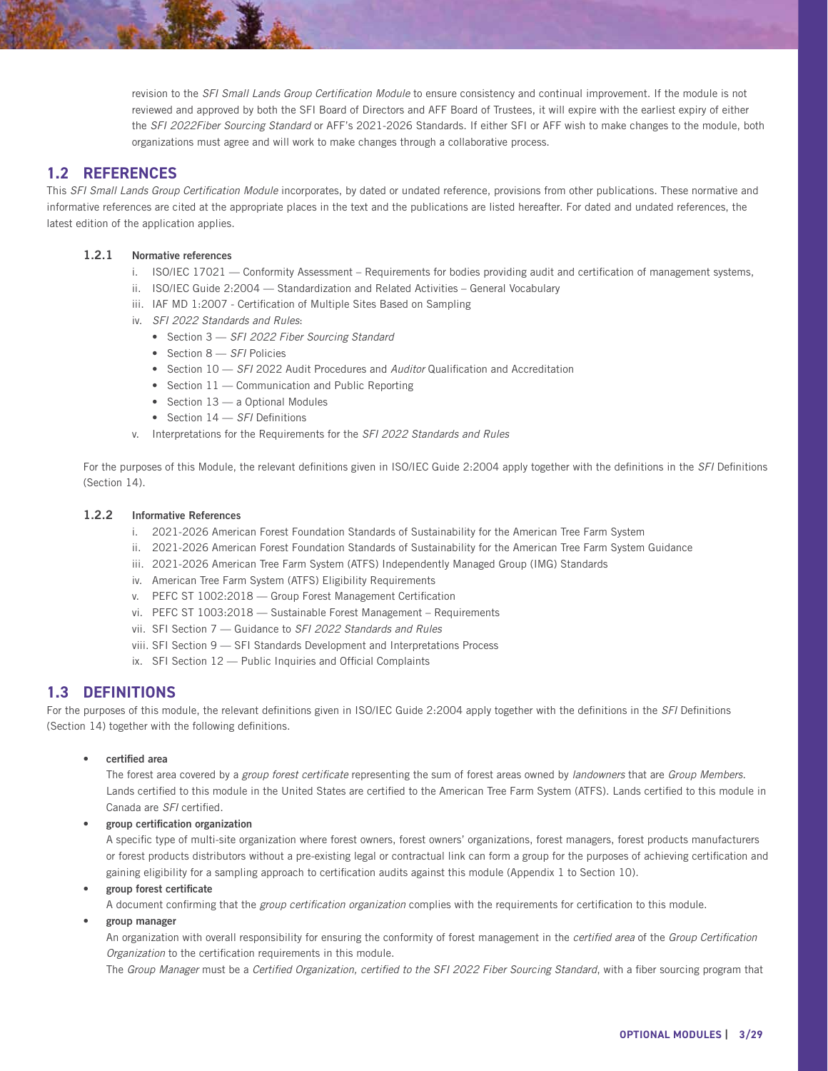revision to the *SFI Small Lands Group Certification Module* to ensure consistency and continual improvement. If the module is not reviewed and approved by both the SFI Board of Directors and AFF Board of Trustees, it will expire with the earliest expiry of either the *SFI 2022Fiber Sourcing Standard* or AFF's 2021-2026 Standards. If either SFI or AFF wish to make changes to the module, both organizations must agree and will work to make changes through a collaborative process.

## 1.2 REFERENCES

This *SFI Small Lands Group Certification Module* incorporates, by dated or undated reference, provisions from other publications. These normative and informative references are cited at the appropriate places in the text and the publications are listed hereafter. For dated and undated references, the latest edition of the application applies.

### 1.2.1 Normative references

i. ISO/IEC 17021 — Conformity Assessment – Requirements for bodies providing audit and certification of management systems,
ii. ISO/IEC Guide 2:2004 — Standardization and Related Activities – General Vocabulary
iii. IAF MD 1:2007 - Certification of Multiple Sites Based on Sampling
iv. *SFI 2022 Standards and Rules*:
   - Section 3 — *SFI 2022 Fiber Sourcing Standard*
   - Section 8 — *SFI* Policies
   - Section 10 — *SFI* 2022 Audit Procedures and *Auditor* Qualification and Accreditation
   - Section 11 — Communication and Public Reporting
   - Section 13 — a Optional Modules
   - Section 14 — *SFI* Definitions
v. Interpretations for the Requirements for the *SFI 2022 Standards and Rules*

For the purposes of this Module, the relevant definitions given in ISO/IEC Guide 2:2004 apply together with the definitions in the *SFI* Definitions (Section 14).

### 1.2.2 Informative References

i. 2021-2026 American Forest Foundation Standards of Sustainability for the American Tree Farm System
ii. 2021-2026 American Forest Foundation Standards of Sustainability for the American Tree Farm System Guidance
iii. 2021-2026 American Tree Farm System (ATFS) Independently Managed Group (IMG) Standards
iv. American Tree Farm System (ATFS) Eligibility Requirements
v. PEFC ST 1002:2018 — Group Forest Management Certification
vi. PEFC ST 1003:2018 — Sustainable Forest Management – Requirements
vii. SFI Section 7 — Guidance to *SFI 2022 Standards and Rules*
viii. SFI Section 9 — SFI Standards Development and Interpretations Process
ix. SFI Section 12 — Public Inquiries and Official Complaints

## 1.3 DEFINITIONS

For the purposes of this module, the relevant definitions given in ISO/IEC Guide 2:2004 apply together with the definitions in the *SFI* Definitions (Section 14) together with the following definitions.

- **certified area**
  The forest area covered by a *group forest certificate* representing the sum of forest areas owned by *landowners* that are *Group Members*. Lands certified to this module in the United States are certified to the American Tree Farm System (ATFS). Lands certified to this module in Canada are *SFI* certified.
- **group certification organization**
  A specific type of multi-site organization where forest owners, forest owners' organizations, forest managers, forest products manufacturers or forest products distributors without a pre-existing legal or contractual link can form a group for the purposes of achieving certification and gaining eligibility for a sampling approach to certification audits against this module (Appendix 1 to Section 10).
- **group forest certificate**
  A document confirming that the *group certification organization* complies with the requirements for certification to this module.
- **group manager**
  An organization with overall responsibility for ensuring the conformity of forest management in the *certified area* of the *Group Certification Organization* to the certification requirements in this module.
  The *Group Manager* must be a *Certified Organization, certified to the SFI 2022 Fiber Sourcing Standard*, with a fiber sourcing program that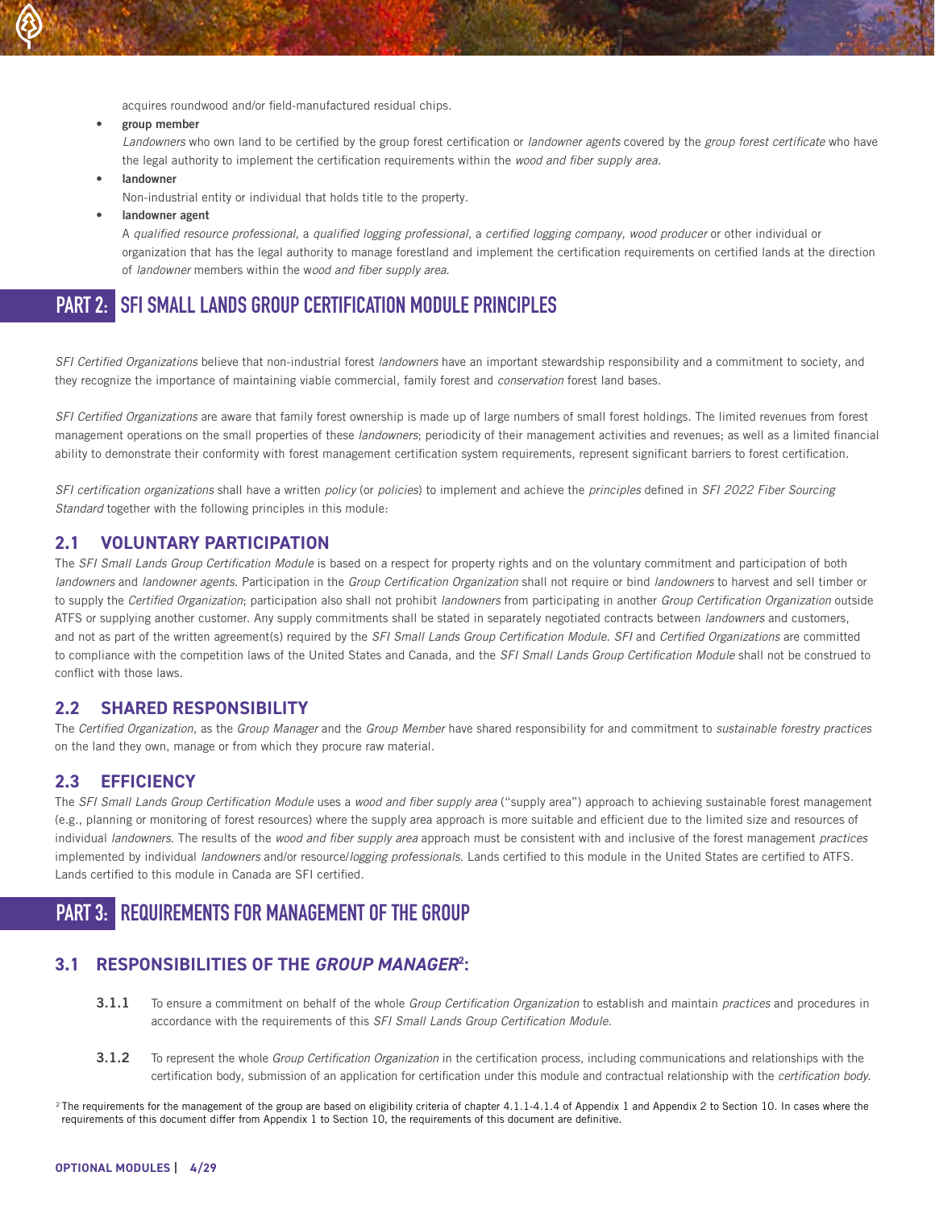acquires roundwood and/or field-manufactured residual chips.

- **group member**
  *Landowners* who own land to be certified by the group forest certification or *landowner agents* covered by the *group forest certificate* who have the legal authority to implement the certification requirements within the *wood and fiber supply area*.
- **landowner**
  Non-industrial entity or individual that holds title to the property.
- **landowner agent**
  A *qualified resource professional*, a *qualified logging professional*, a *certified logging company, wood producer* or other individual or organization that has the legal authority to manage forestland and implement the certification requirements on certified lands at the direction of *landowner* members within the *wood and fiber supply area*.

# PART 2: SFI SMALL LANDS GROUP CERTIFICATION MODULE PRINCIPLES

*SFI Certified Organizations* believe that non-industrial forest *landowners* have an important stewardship responsibility and a commitment to society, and they recognize the importance of maintaining viable commercial, family forest and *conservation* forest land bases.

*SFI Certified Organizations* are aware that family forest ownership is made up of large numbers of small forest holdings. The limited revenues from forest management operations on the small properties of these *landowners*; periodicity of their management activities and revenues; as well as a limited financial ability to demonstrate their conformity with forest management certification system requirements, represent significant barriers to forest certification.

*SFI certification organizations* shall have a written *policy* (or *policies*) to implement and achieve the *principles* defined in *SFI 2022 Fiber Sourcing Standard* together with the following principles in this module:

## 2.1 VOLUNTARY PARTICIPATION

The *SFI Small Lands Group Certification Module* is based on a respect for property rights and on the voluntary commitment and participation of both *landowners* and *landowner agents*. Participation in the *Group Certification Organization* shall not require or bind *landowners* to harvest and sell timber or to supply the *Certified Organization*; participation also shall not prohibit *landowners* from participating in another *Group Certification Organization* outside ATFS or supplying another customer. Any supply commitments shall be stated in separately negotiated contracts between *landowners* and customers, and not as part of the written agreement(s) required by the *SFI Small Lands Group Certification Module*. *SFI* and *Certified Organizations* are committed to compliance with the competition laws of the United States and Canada, and the *SFI Small Lands Group Certification Module* shall not be construed to conflict with those laws.

## 2.2 SHARED RESPONSIBILITY

The *Certified Organization*, as the *Group Manager* and the *Group Member* have shared responsibility for and commitment to *sustainable forestry practices* on the land they own, manage or from which they procure raw material.

## 2.3 EFFICIENCY

The *SFI Small Lands Group Certification Module* uses a *wood and fiber supply area* ("supply area") approach to achieving sustainable forest management (e.g., planning or monitoring of forest resources) where the supply area approach is more suitable and efficient due to the limited size and resources of individual *landowners*. The results of the *wood and fiber supply area* approach must be consistent with and inclusive of the forest management *practices* implemented by individual *landowners* and/or resource/*logging professionals*. Lands certified to this module in the United States are certified to ATFS. Lands certified to this module in Canada are SFI certified.

# PART 3: REQUIREMENTS FOR MANAGEMENT OF THE GROUP

## 3.1 RESPONSIBILITIES OF THE *GROUP MANAGER*[2]:

**3.1.1** To ensure a commitment on behalf of the whole *Group Certification Organization* to establish and maintain *practices* and procedures in accordance with the requirements of this *SFI Small Lands Group Certification Module*.

**3.1.2** To represent the whole *Group Certification Organization* in the certification process, including communications and relationships with the certification body, submission of an application for certification under this module and contractual relationship with the *certification body*.

[2] The requirements for the management of the group are based on eligibility criteria of chapter 4.1.1-4.1.4 of Appendix 1 and Appendix 2 to Section 10. In cases where the requirements of this document differ from Appendix 1 to Section 10, the requirements of this document are definitive.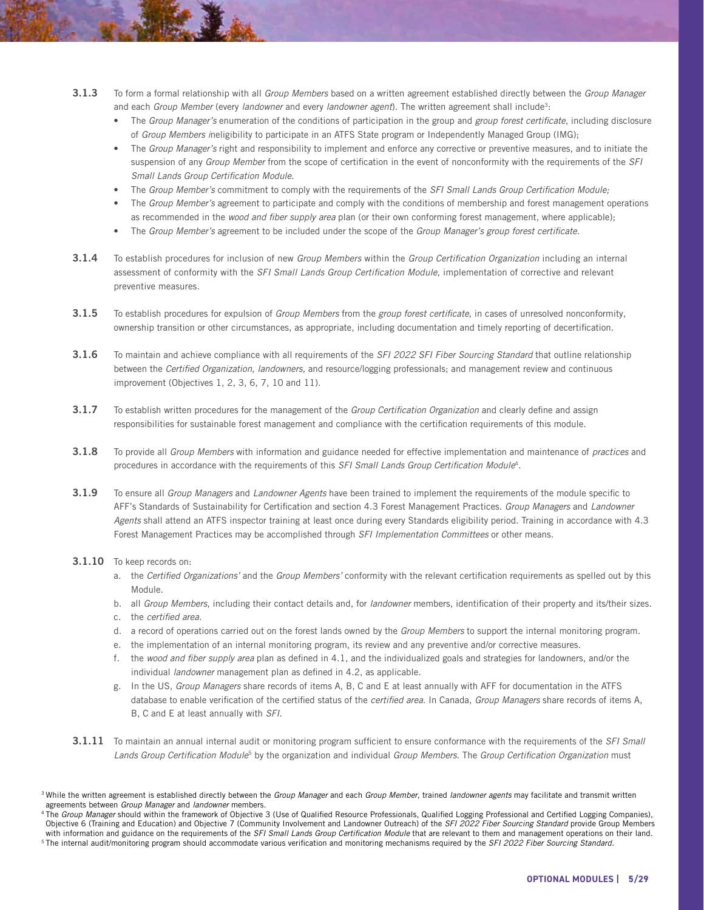**3.1.3** To form a formal relationship with all *Group Members* based on a written agreement established directly between the *Group Manager* and each *Group Member* (every *landowner* and every *landowner agent*). The written agreement shall include[3]:

- The *Group Manager's* enumeration of the conditions of participation in the group and *group forest certificate*, including disclosure of *Group Members i*neligibility to participate in an ATFS State program or Independently Managed Group (IMG);
- The *Group Manager's* right and responsibility to implement and enforce any corrective or preventive measures, and to initiate the suspension of any *Group Member* from the scope of certification in the event of nonconformity with the requirements of the *SFI Small Lands Group Certification Module.*
- The *Group Member's* commitment to comply with the requirements of the *SFI Small Lands Group Certification Module;*
- The *Group Member's* agreement to participate and comply with the conditions of membership and forest management operations as recommended in the *wood and fiber supply area* plan (or their own conforming forest management, where applicable);
- The *Group Member's* agreement to be included under the scope of the *Group Manager's group forest certificate.*

**3.1.4** To establish procedures for inclusion of new *Group Members* within the *Group Certification Organization* including an internal assessment of conformity with the *SFI Small Lands Group Certification Module*, implementation of corrective and relevant preventive measures.

**3.1.5** To establish procedures for expulsion of *Group Members* from the *group forest certificate*, in cases of unresolved nonconformity, ownership transition or other circumstances, as appropriate, including documentation and timely reporting of decertification.

**3.1.6** To maintain and achieve compliance with all requirements of the *SFI 2022 SFI Fiber Sourcing Standard* that outline relationship between the *Certified Organization, landowners,* and resource/logging professionals; and management review and continuous improvement (Objectives 1, 2, 3, 6, 7, 10 and 11).

**3.1.7** To establish written procedures for the management of the *Group Certification Organization* and clearly define and assign responsibilities for sustainable forest management and compliance with the certification requirements of this module.

**3.1.8** To provide all *Group Members* with information and guidance needed for effective implementation and maintenance of *practices* and procedures in accordance with the requirements of this *SFI Small Lands Group Certification Module*[4].

**3.1.9** To ensure all *Group Managers* and *Landowner Agents* have been trained to implement the requirements of the module specific to AFF's Standards of Sustainability for Certification and section 4.3 Forest Management Practices. *Group Managers* and *Landowner Agents* shall attend an ATFS inspector training at least once during every Standards eligibility period. Training in accordance with 4.3 Forest Management Practices may be accomplished through *SFI Implementation Committees* or other means.

**3.1.10** To keep records on:

a. the *Certified Organizations'* and the *Group Members'* conformity with the relevant certification requirements as spelled out by this Module.
b. all *Group Members*, including their contact details and, for *landowner* members, identification of their property and its/their sizes.
c. the *certified area.*
d. a record of operations carried out on the forest lands owned by the *Group Members* to support the internal monitoring program.
e. the implementation of an internal monitoring program, its review and any preventive and/or corrective measures.
f. the *wood and fiber supply area* plan as defined in 4.1, and the individualized goals and strategies for landowners, and/or the individual *landowner* management plan as defined in 4.2, as applicable.
g. In the US, *Group Managers* share records of items A, B, C and E at least annually with AFF for documentation in the ATFS database to enable verification of the certified status of the *certified area.* In Canada, *Group Managers* share records of items A, B, C and E at least annually with *SFI.*

**3.1.11** To maintain an annual internal audit or monitoring program sufficient to ensure conformance with the requirements of the *SFI Small Lands Group Certification Module*[5] by the organization and individual *Group Members.* The *Group Certification Organization* must

[3] While the written agreement is established directly between the *Group Manager* and each *Group Member*, trained *landowner agents* may facilitate and transmit written agreements between *Group Manager* and *landowner* members.

[4] The *Group Manager* should within the framework of Objective 3 (Use of Qualified Resource Professionals, Qualified Logging Professional and Certified Logging Companies), Objective 6 (Training and Education) and Objective 7 (Community Involvement and Landowner Outreach) of the *SFI 2022 Fiber Sourcing Standard* provide Group Members with information and guidance on the requirements of the *SFI Small Lands Group Certification Module* that are relevant to them and management operations on their land.

[5] The internal audit/monitoring program should accommodate various verification and monitoring mechanisms required by the *SFI 2022 Fiber Sourcing Standard.*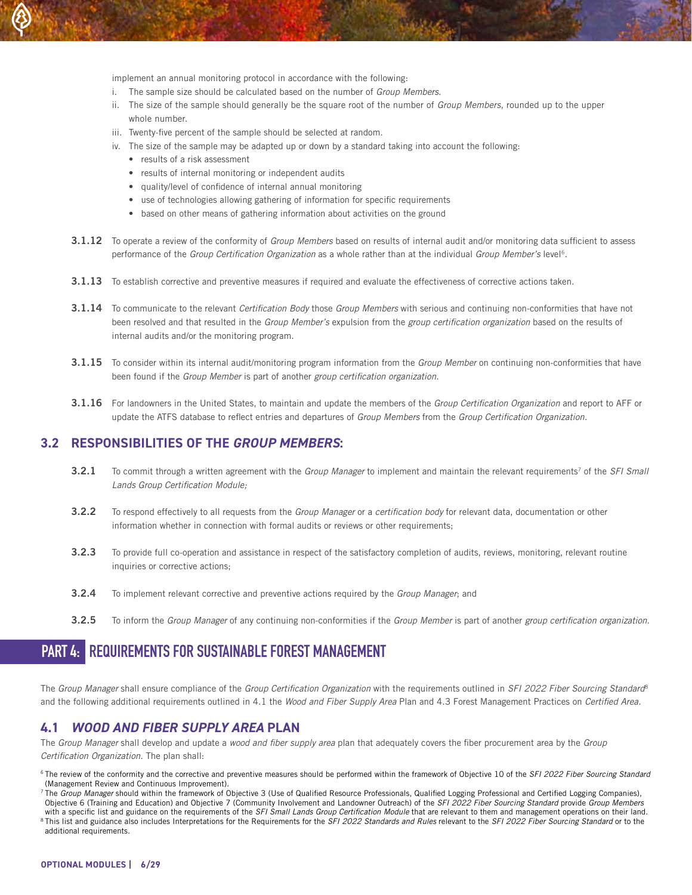implement an annual monitoring protocol in accordance with the following:

i. The sample size should be calculated based on the number of *Group Members*.
ii. The size of the sample should generally be the square root of the number of *Group Members*, rounded up to the upper whole number.
iii. Twenty-five percent of the sample should be selected at random.
iv. The size of the sample may be adapted up or down by a standard taking into account the following:
   - results of a risk assessment
   - results of internal monitoring or independent audits
   - quality/level of confidence of internal annual monitoring
   - use of technologies allowing gathering of information for specific requirements
   - based on other means of gathering information about activities on the ground

**3.1.12** To operate a review of the conformity of *Group Members* based on results of internal audit and/or monitoring data sufficient to assess performance of the *Group Certification Organization* as a whole rather than at the individual *Group Member's* level[6].

**3.1.13** To establish corrective and preventive measures if required and evaluate the effectiveness of corrective actions taken.

**3.1.14** To communicate to the relevant *Certification Body* those *Group Members* with serious and continuing non-conformities that have not been resolved and that resulted in the *Group Member's* expulsion from the *group certification organization* based on the results of internal audits and/or the monitoring program.

**3.1.15** To consider within its internal audit/monitoring program information from the *Group Member* on continuing non-conformities that have been found if the *Group Member* is part of another *group certification organization.*

**3.1.16** For landowners in the United States, to maintain and update the members of the *Group Certification Organization* and report to AFF or update the ATFS database to reflect entries and departures of *Group Members* from the *Group Certification Organization.*

## 3.2 RESPONSIBILITIES OF THE *GROUP MEMBERS*:

**3.2.1** To commit through a written agreement with the *Group Manager* to implement and maintain the relevant requirements[7] of the *SFI Small Lands Group Certification Module;*

**3.2.2** To respond effectively to all requests from the *Group Manager* or a *certification body* for relevant data, documentation or other information whether in connection with formal audits or reviews or other requirements;

**3.2.3** To provide full co-operation and assistance in respect of the satisfactory completion of audits, reviews, monitoring, relevant routine inquiries or corrective actions;

**3.2.4** To implement relevant corrective and preventive actions required by the *Group Manager*; and

**3.2.5** To inform the *Group Manager* of any continuing non-conformities if the *Group Member* is part of another *group certification organization*.

# PART 4: REQUIREMENTS FOR SUSTAINABLE FOREST MANAGEMENT

The *Group Manager* shall ensure compliance of the *Group Certification Organization* with the requirements outlined in *SFI 2022 Fiber Sourcing Standard*[8] and the following additional requirements outlined in 4.1 the *Wood and Fiber Supply Area* Plan and 4.3 Forest Management Practices on *Certified Area.*

## 4.1 *WOOD AND FIBER SUPPLY AREA* PLAN

The *Group Manager* shall develop and update a *wood and fiber supply area* plan that adequately covers the fiber procurement area by the *Group Certification Organization*. The plan shall:

[6] The review of the conformity and the corrective and preventive measures should be performed within the framework of Objective 10 of the *SFI 2022 Fiber Sourcing Standard* (Management Review and Continuous Improvement).

[7] The *Group Manager* should within the framework of Objective 3 (Use of Qualified Resource Professionals, Qualified Logging Professional and Certified Logging Companies), Objective 6 (Training and Education) and Objective 7 (Community Involvement and Landowner Outreach) of the *SFI 2022 Fiber Sourcing Standard* provide *Group Members* with a specific list and guidance on the requirements of the *SFI Small Lands Group Certification Module* that are relevant to them and management operations on their land.

[8] This list and guidance also includes Interpretations for the Requirements for the *SFI 2022 Standards and Rules* relevant to the *SFI 2022 Fiber Sourcing Standard* or to the additional requirements.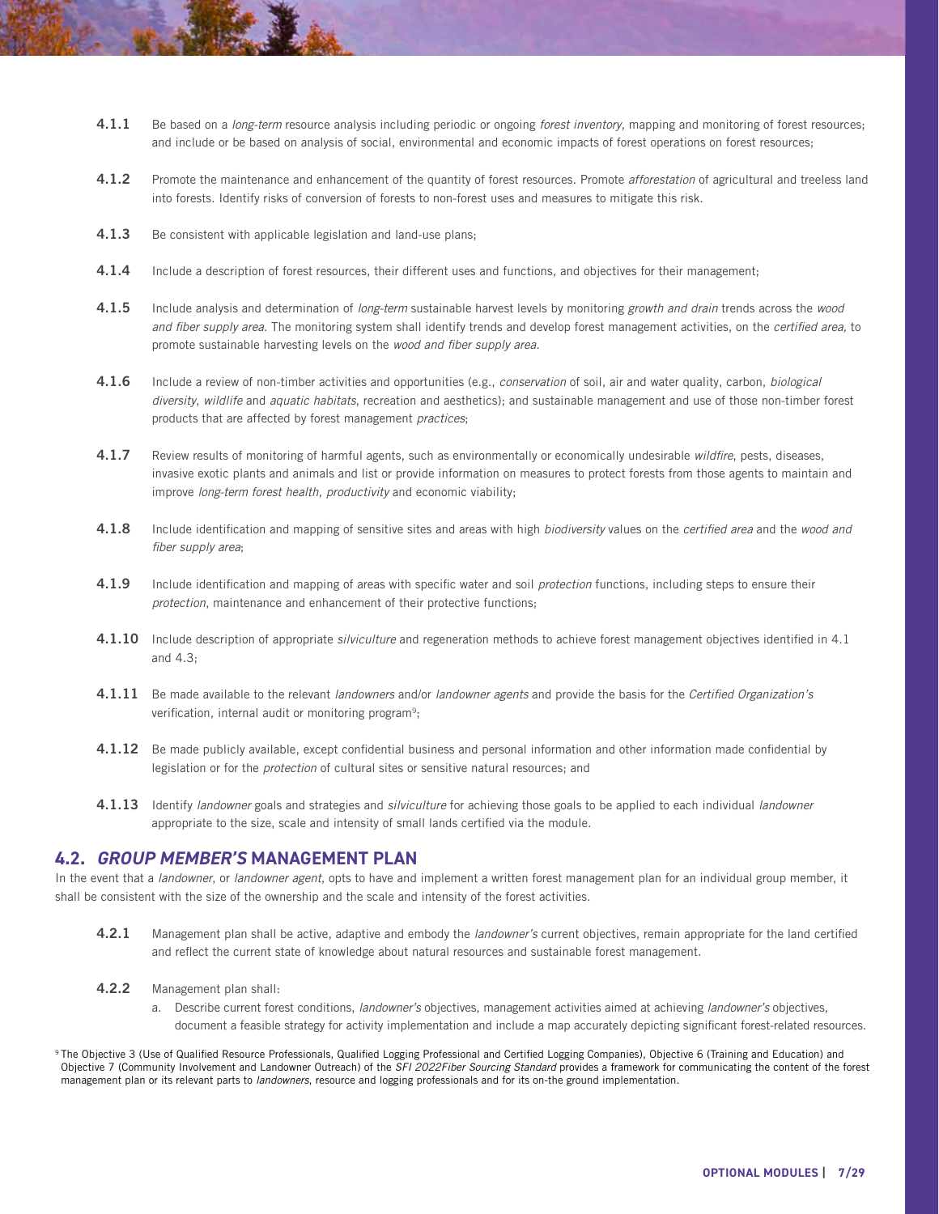**4.1.1** Be based on a *long-term* resource analysis including periodic or ongoing *forest inventory*, mapping and monitoring of forest resources; and include or be based on analysis of social, environmental and economic impacts of forest operations on forest resources;

**4.1.2** Promote the maintenance and enhancement of the quantity of forest resources. Promote *afforestation* of agricultural and treeless land into forests. Identify risks of conversion of forests to non-forest uses and measures to mitigate this risk.

**4.1.3** Be consistent with applicable legislation and land-use plans;

**4.1.4** Include a description of forest resources, their different uses and functions, and objectives for their management;

**4.1.5** Include analysis and determination of *long-term* sustainable harvest levels by monitoring *growth and drain* trends across the *wood and fiber supply area*. The monitoring system shall identify trends and develop forest management activities, on the *certified area,* to promote sustainable harvesting levels on the *wood and fiber supply area.*

**4.1.6** Include a review of non-timber activities and opportunities (e.g., *conservation* of soil, air and water quality, carbon, *biological diversity*, *wildlife* and *aquatic habitats*, recreation and aesthetics); and sustainable management and use of those non-timber forest products that are affected by forest management *practices*;

**4.1.7** Review results of monitoring of harmful agents, such as environmentally or economically undesirable *wildfire*, pests, diseases, invasive exotic plants and animals and list or provide information on measures to protect forests from those agents to maintain and improve *long-term forest health, productivity* and economic viability;

**4.1.8** Include identification and mapping of sensitive sites and areas with high *biodiversity* values on the *certified area* and the *wood and fiber supply area*;

**4.1.9** Include identification and mapping of areas with specific water and soil *protection* functions, including steps to ensure their *protection*, maintenance and enhancement of their protective functions;

**4.1.10** Include description of appropriate *silviculture* and regeneration methods to achieve forest management objectives identified in 4.1 and 4.3;

**4.1.11** Be made available to the relevant *landowners* and/or *landowner agents* and provide the basis for the *Certified Organization's* verification, internal audit or monitoring program[9];

**4.1.12** Be made publicly available, except confidential business and personal information and other information made confidential by legislation or for the *protection* of cultural sites or sensitive natural resources; and

**4.1.13** Identify *landowner* goals and strategies and *silviculture* for achieving those goals to be applied to each individual *landowner* appropriate to the size, scale and intensity of small lands certified via the module.

## 4.2. *GROUP MEMBER'S* MANAGEMENT PLAN

In the event that a *landowner*, or *landowner agent*, opts to have and implement a written forest management plan for an individual group member, it shall be consistent with the size of the ownership and the scale and intensity of the forest activities.

**4.2.1** Management plan shall be active, adaptive and embody the *landowner's* current objectives, remain appropriate for the land certified and reflect the current state of knowledge about natural resources and sustainable forest management.

**4.2.2** Management plan shall:

a. Describe current forest conditions, *landowner's* objectives, management activities aimed at achieving *landowner's* objectives, document a feasible strategy for activity implementation and include a map accurately depicting significant forest-related resources.

[9] The Objective 3 (Use of Qualified Resource Professionals, Qualified Logging Professional and Certified Logging Companies), Objective 6 (Training and Education) and Objective 7 (Community Involvement and Landowner Outreach) of the *SFI 2022Fiber Sourcing Standard* provides a framework for communicating the content of the forest management plan or its relevant parts to *landowners*, resource and logging professionals and for its on-the ground implementation.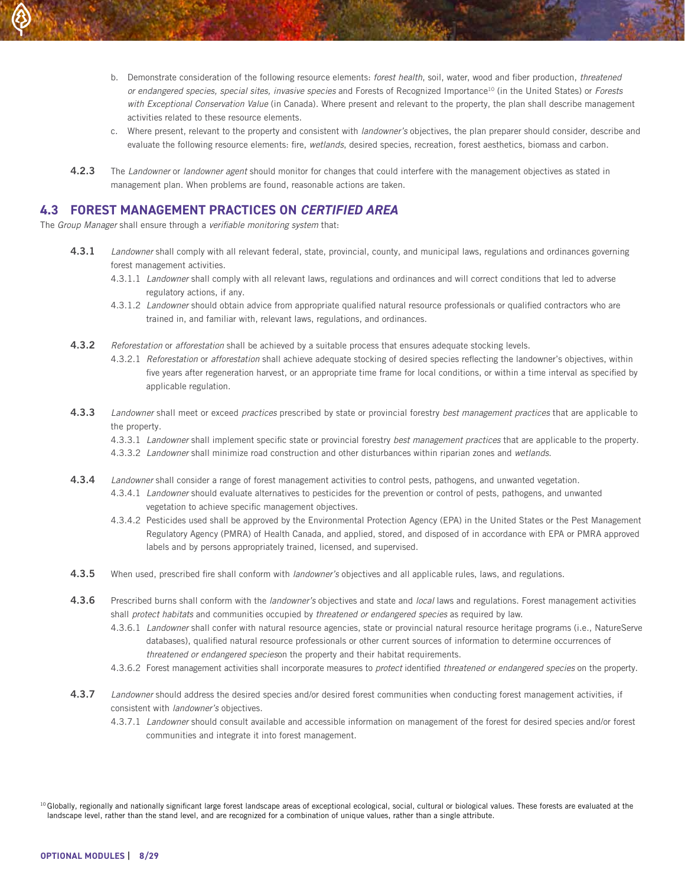b. Demonstrate consideration of the following resource elements: *forest health*, soil, water, wood and fiber production, *threatened or endangered species, special sites, invasive species* and Forests of Recognized Importance[10] (in the United States) or *Forests with Exceptional Conservation Value* (in Canada). Where present and relevant to the property, the plan shall describe management activities related to these resource elements.

c. Where present, relevant to the property and consistent with *landowner's* objectives, the plan preparer should consider, describe and evaluate the following resource elements: fire, *wetlands*, desired species, recreation, forest aesthetics, biomass and carbon.

**4.2.3** The *Landowner* or *landowner agent* should monitor for changes that could interfere with the management objectives as stated in management plan. When problems are found, reasonable actions are taken.

## 4.3 FOREST MANAGEMENT PRACTICES ON *CERTIFIED AREA*

The *Group Manager* shall ensure through a *verifiable monitoring system* that:

**4.3.1** *Landowner* shall comply with all relevant federal, state, provincial, county, and municipal laws, regulations and ordinances governing forest management activities.

4.3.1.1 *Landowner* shall comply with all relevant laws, regulations and ordinances and will correct conditions that led to adverse regulatory actions, if any.

4.3.1.2 *Landowner* should obtain advice from appropriate qualified natural resource professionals or qualified contractors who are trained in, and familiar with, relevant laws, regulations, and ordinances.

**4.3.2** *Reforestation* or *afforestation* shall be achieved by a suitable process that ensures adequate stocking levels.

4.3.2.1 *Reforestation* or *afforestation* shall achieve adequate stocking of desired species reflecting the landowner's objectives, within five years after regeneration harvest, or an appropriate time frame for local conditions, or within a time interval as specified by applicable regulation.

**4.3.3** *Landowner* shall meet or exceed *practices* prescribed by state or provincial forestry *best management practices* that are applicable to the property.

4.3.3.1 *Landowner* shall implement specific state or provincial forestry *best management practices* that are applicable to the property.

4.3.3.2 *Landowner* shall minimize road construction and other disturbances within riparian zones and *wetlands*.

**4.3.4** *Landowner* shall consider a range of forest management activities to control pests, pathogens, and unwanted vegetation.

4.3.4.1 *Landowner* should evaluate alternatives to pesticides for the prevention or control of pests, pathogens, and unwanted vegetation to achieve specific management objectives.

4.3.4.2 Pesticides used shall be approved by the Environmental Protection Agency (EPA) in the United States or the Pest Management Regulatory Agency (PMRA) of Health Canada, and applied, stored, and disposed of in accordance with EPA or PMRA approved labels and by persons appropriately trained, licensed, and supervised.

**4.3.5** When used, prescribed fire shall conform with *landowner's* objectives and all applicable rules, laws, and regulations.

**4.3.6** Prescribed burns shall conform with the *landowner's* objectives and state and *local* laws and regulations. Forest management activities shall *protect habitats* and communities occupied by *threatened or endangered species* as required by law.

4.3.6.1 *Landowner* shall confer with natural resource agencies, state or provincial natural resource heritage programs (i.e., NatureServe databases), qualified natural resource professionals or other current sources of information to determine occurrences of *threatened or endangered species*on the property and their habitat requirements.

4.3.6.2 Forest management activities shall incorporate measures to *protect* identified *threatened or endangered species* on the property.

**4.3.7** *Landowner* should address the desired species and/or desired forest communities when conducting forest management activities, if consistent with *landowner's* objectives.

4.3.7.1 *Landowner* should consult available and accessible information on management of the forest for desired species and/or forest communities and integrate it into forest management.

[10] Globally, regionally and nationally significant large forest landscape areas of exceptional ecological, social, cultural or biological values. These forests are evaluated at the landscape level, rather than the stand level, and are recognized for a combination of unique values, rather than a single attribute.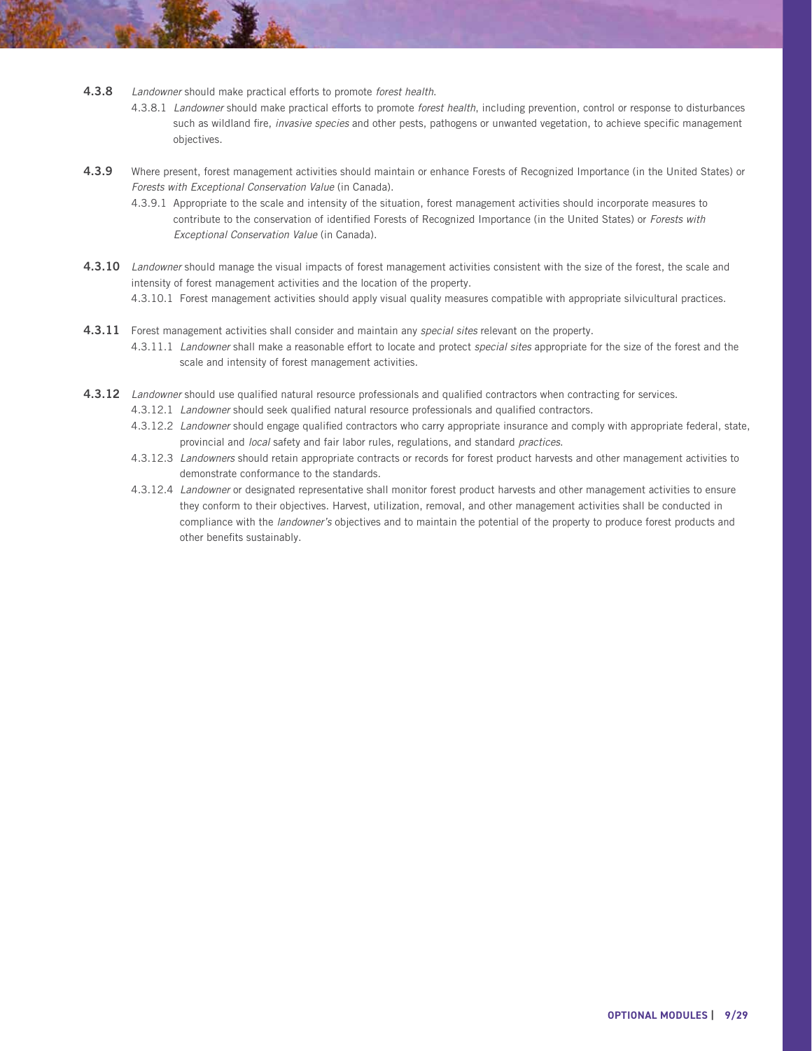**4.3.8** *Landowner* should make practical efforts to promote *forest health*.

4.3.8.1 *Landowner* should make practical efforts to promote *forest health*, including prevention, control or response to disturbances such as wildland fire, *invasive species* and other pests, pathogens or unwanted vegetation, to achieve specific management objectives.

**4.3.9** Where present, forest management activities should maintain or enhance Forests of Recognized Importance (in the United States) or *Forests with Exceptional Conservation Value* (in Canada).

4.3.9.1 Appropriate to the scale and intensity of the situation, forest management activities should incorporate measures to contribute to the conservation of identified Forests of Recognized Importance (in the United States) or *Forests with Exceptional Conservation Value* (in Canada).

**4.3.10** *Landowner* should manage the visual impacts of forest management activities consistent with the size of the forest, the scale and intensity of forest management activities and the location of the property.

4.3.10.1 Forest management activities should apply visual quality measures compatible with appropriate silvicultural practices.

**4.3.11** Forest management activities shall consider and maintain any *special sites* relevant on the property.

4.3.11.1 *Landowner* shall make a reasonable effort to locate and protect *special sites* appropriate for the size of the forest and the scale and intensity of forest management activities.

**4.3.12** *Landowner* should use qualified natural resource professionals and qualified contractors when contracting for services.

4.3.12.1 *Landowner* should seek qualified natural resource professionals and qualified contractors.

4.3.12.2 *Landowner* should engage qualified contractors who carry appropriate insurance and comply with appropriate federal, state, provincial and *local* safety and fair labor rules, regulations, and standard *practices*.

4.3.12.3 *Landowners* should retain appropriate contracts or records for forest product harvests and other management activities to demonstrate conformance to the standards.

4.3.12.4 *Landowner* or designated representative shall monitor forest product harvests and other management activities to ensure they conform to their objectives. Harvest, utilization, removal, and other management activities shall be conducted in compliance with the *landowner's* objectives and to maintain the potential of the property to produce forest products and other benefits sustainably.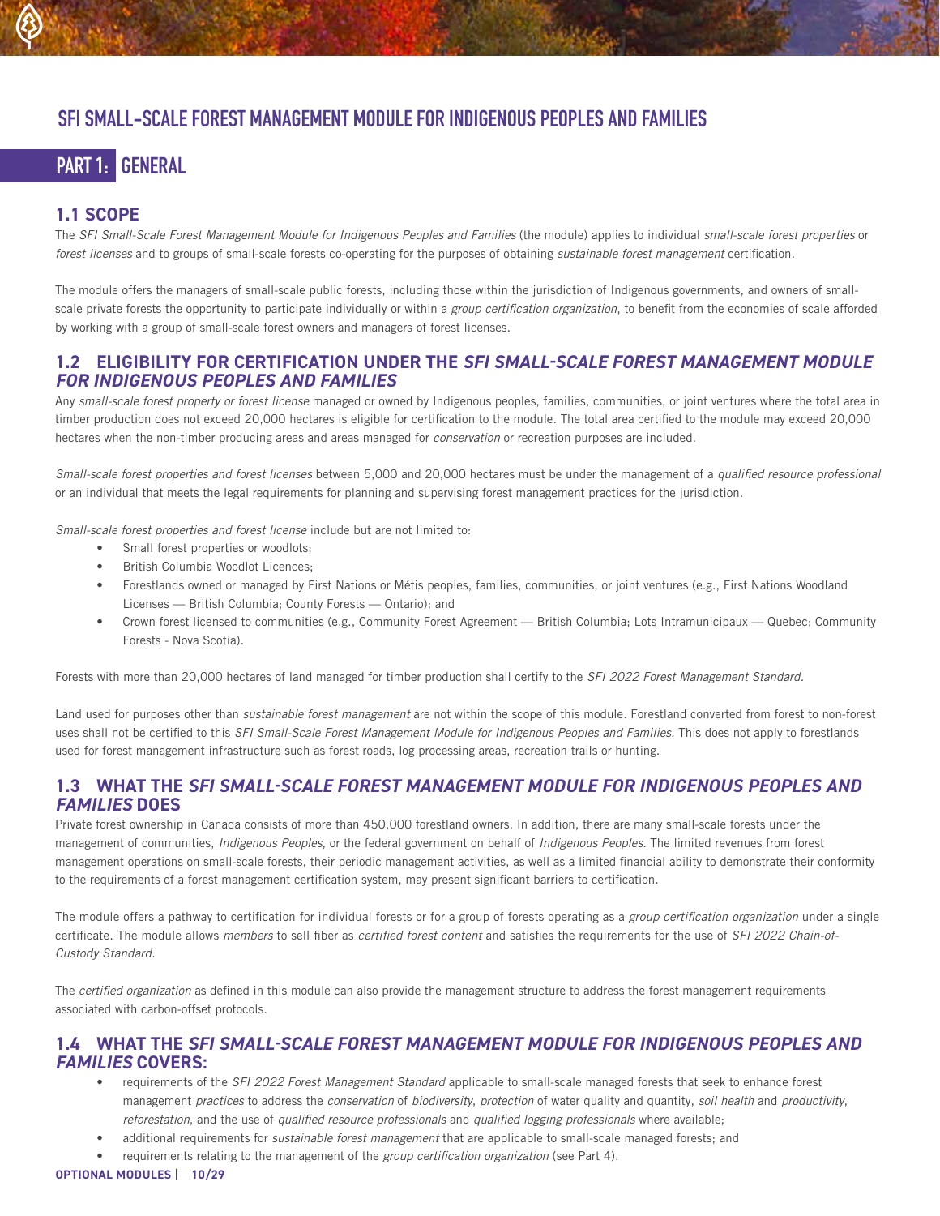# SFI SMALL-SCALE FOREST MANAGEMENT MODULE FOR INDIGENOUS PEOPLES AND FAMILIES

## PART 1: GENERAL

### 1.1 SCOPE

The *SFI Small-Scale Forest Management Module for Indigenous Peoples and Families* (the module) applies to individual *small-scale forest properties* or *forest licenses* and to groups of small-scale forests co-operating for the purposes of obtaining *sustainable forest management* certification.

The module offers the managers of small-scale public forests, including those within the jurisdiction of Indigenous governments, and owners of small-scale private forests the opportunity to participate individually or within a *group certification organization*, to benefit from the economies of scale afforded by working with a group of small-scale forest owners and managers of forest licenses.

### 1.2 ELIGIBILITY FOR CERTIFICATION UNDER THE *SFI SMALL-SCALE FOREST MANAGEMENT MODULE FOR INDIGENOUS PEOPLES AND FAMILIES*

Any *small-scale forest property or forest license* managed or owned by Indigenous peoples, families, communities, or joint ventures where the total area in timber production does not exceed 20,000 hectares is eligible for certification to the module. The total area certified to the module may exceed 20,000 hectares when the non-timber producing areas and areas managed for *conservation* or recreation purposes are included.

*Small-scale forest properties and forest licenses* between 5,000 and 20,000 hectares must be under the management of a *qualified resource professional* or an individual that meets the legal requirements for planning and supervising forest management practices for the jurisdiction.

*Small-scale forest properties and forest license* include but are not limited to:

- Small forest properties or woodlots;
- British Columbia Woodlot Licences;
- Forestlands owned or managed by First Nations or Métis peoples, families, communities, or joint ventures (e.g., First Nations Woodland Licenses — British Columbia; County Forests — Ontario); and
- Crown forest licensed to communities (e.g., Community Forest Agreement — British Columbia; Lots Intramunicipaux — Quebec; Community Forests - Nova Scotia).

Forests with more than 20,000 hectares of land managed for timber production shall certify to the *SFI 2022 Forest Management Standard.*

Land used for purposes other than *sustainable forest management* are not within the scope of this module. Forestland converted from forest to non-forest uses shall not be certified to this *SFI Small-Scale Forest Management Module for Indigenous Peoples and Families.* This does not apply to forestlands used for forest management infrastructure such as forest roads, log processing areas, recreation trails or hunting.

### 1.3 WHAT THE *SFI SMALL-SCALE FOREST MANAGEMENT MODULE FOR INDIGENOUS PEOPLES AND FAMILIES* DOES

Private forest ownership in Canada consists of more than 450,000 forestland owners. In addition, there are many small-scale forests under the management of communities, *Indigenous Peoples*, or the federal government on behalf of *Indigenous Peoples.* The limited revenues from forest management operations on small-scale forests, their periodic management activities, as well as a limited financial ability to demonstrate their conformity to the requirements of a forest management certification system, may present significant barriers to certification.

The module offers a pathway to certification for individual forests or for a group of forests operating as a *group certification organization* under a single certificate. The module allows *members* to sell fiber as *certified forest content* and satisfies the requirements for the use of *SFI 2022 Chain-of-Custody Standard.*

The *certified organization* as defined in this module can also provide the management structure to address the forest management requirements associated with carbon-offset protocols.

### 1.4 WHAT THE *SFI SMALL-SCALE FOREST MANAGEMENT MODULE FOR INDIGENOUS PEOPLES AND FAMILIES* COVERS:

- requirements of the *SFI 2022 Forest Management Standard* applicable to small-scale managed forests that seek to enhance forest management *practices* to address the *conservation* of *biodiversity*, *protection* of water quality and quantity, *soil health* and *productivity*, *reforestation*, and the use of *qualified resource professionals* and *qualified logging professionals* where available;
- additional requirements for *sustainable forest management* that are applicable to small-scale managed forests; and
- requirements relating to the management of the *group certification organization* (see Part 4).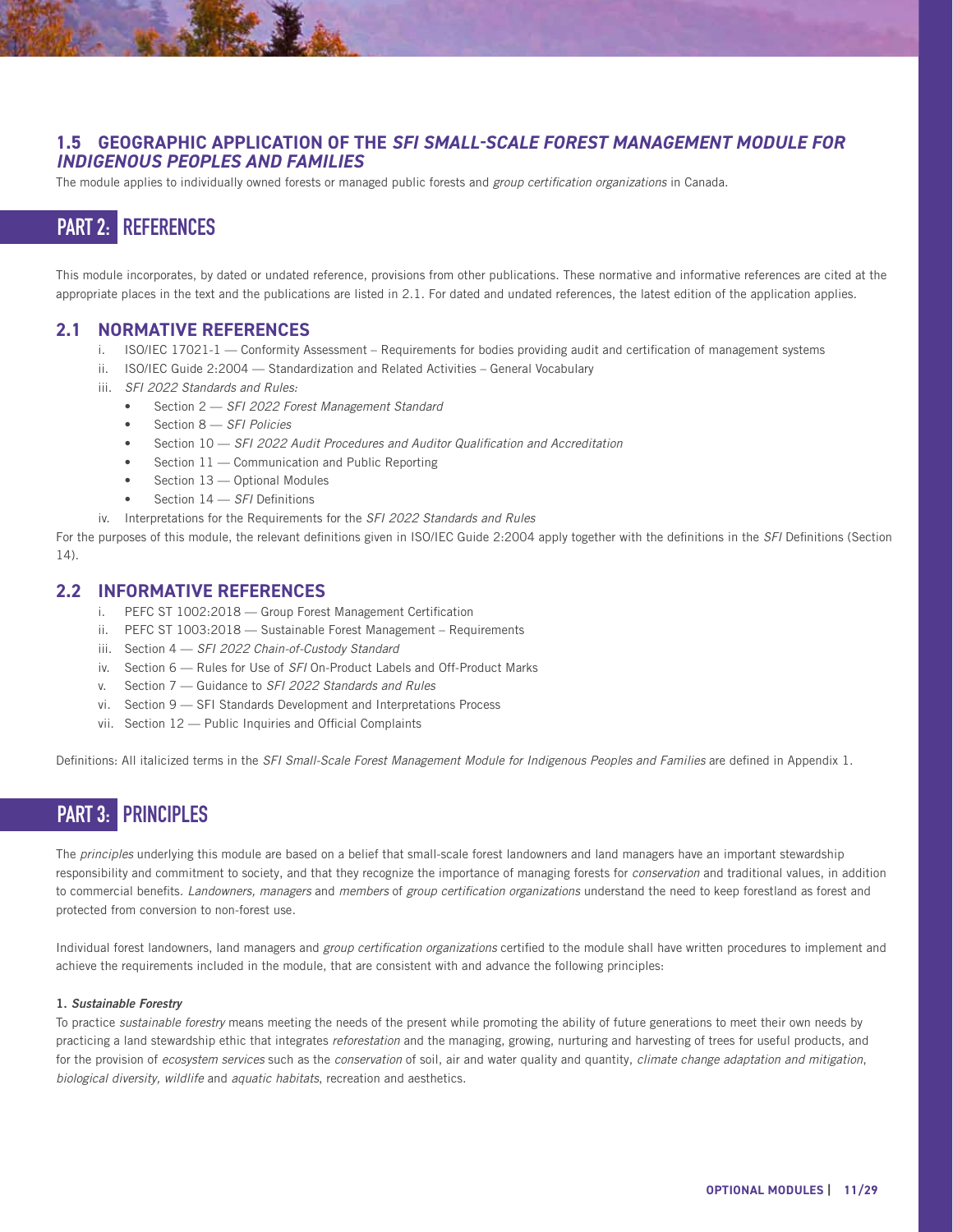## 1.5 GEOGRAPHIC APPLICATION OF THE *SFI SMALL-SCALE FOREST MANAGEMENT MODULE FOR INDIGENOUS PEOPLES AND FAMILIES*

The module applies to individually owned forests or managed public forests and *group certification organizations* in Canada.

# PART 2: REFERENCES

This module incorporates, by dated or undated reference, provisions from other publications. These normative and informative references are cited at the appropriate places in the text and the publications are listed in 2.1. For dated and undated references, the latest edition of the application applies.

## 2.1 NORMATIVE REFERENCES

i. ISO/IEC 17021-1 — Conformity Assessment – Requirements for bodies providing audit and certification of management systems
ii. ISO/IEC Guide 2:2004 — Standardization and Related Activities – General Vocabulary
iii. *SFI 2022 Standards and Rules:*
   - Section 2 — *SFI 2022 Forest Management Standard*
   - Section 8 — *SFI Policies*
   - Section 10 — *SFI 2022 Audit Procedures and Auditor Qualification and Accreditation*
   - Section 11 — Communication and Public Reporting
   - Section 13 — Optional Modules
   - Section 14 — *SFI* Definitions

iv. Interpretations for the Requirements for the *SFI 2022 Standards and Rules*

For the purposes of this module, the relevant definitions given in ISO/IEC Guide 2:2004 apply together with the definitions in the *SFI* Definitions (Section 14).

## 2.2 INFORMATIVE REFERENCES

i. PEFC ST 1002:2018 — Group Forest Management Certification
ii. PEFC ST 1003:2018 — Sustainable Forest Management – Requirements
iii. Section 4 — *SFI 2022 Chain-of-Custody Standard*
iv. Section 6 — Rules for Use of *SFI* On-Product Labels and Off-Product Marks
v. Section 7 — Guidance to *SFI 2022 Standards and Rules*
vi. Section 9 — SFI Standards Development and Interpretations Process
vii. Section 12 — Public Inquiries and Official Complaints

Definitions: All italicized terms in the *SFI Small-Scale Forest Management Module for Indigenous Peoples and Families* are defined in Appendix 1.

# PART 3: PRINCIPLES

The *principles* underlying this module are based on a belief that small-scale forest landowners and land managers have an important stewardship responsibility and commitment to society, and that they recognize the importance of managing forests for *conservation* and traditional values, in addition to commercial benefits. *Landowners, managers* and *members* of *group certification organizations* understand the need to keep forestland as forest and protected from conversion to non-forest use.

Individual forest landowners, land managers and *group certification organizations* certified to the module shall have written procedures to implement and achieve the requirements included in the module, that are consistent with and advance the following principles:

**1. *Sustainable Forestry***

To practice *sustainable forestry* means meeting the needs of the present while promoting the ability of future generations to meet their own needs by practicing a land stewardship ethic that integrates *reforestation* and the managing, growing, nurturing and harvesting of trees for useful products, and for the provision of *ecosystem services* such as the *conservation* of soil, air and water quality and quantity, *climate change adaptation and mitigation*, *biological diversity, wildlife* and *aquatic habitats*, recreation and aesthetics.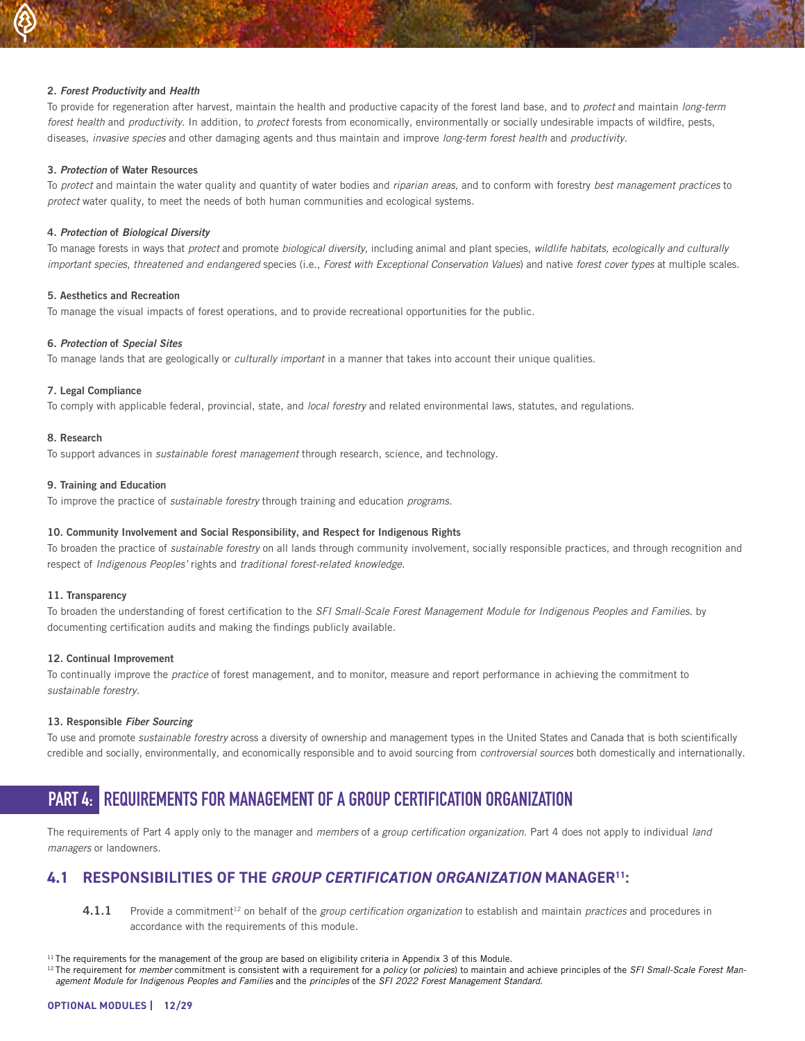**2. *Forest Productivity* and *Health***

To provide for regeneration after harvest, maintain the health and productive capacity of the forest land base, and to *protect* and maintain *long-term forest health* and *productivity*. In addition, to *protect* forests from economically, environmentally or socially undesirable impacts of wildfire, pests, diseases, *invasive species* and other damaging agents and thus maintain and improve *long-term forest health* and *productivity*.

**3. *Protection* of Water Resources**

To *protect* and maintain the water quality and quantity of water bodies and *riparian areas,* and to conform with forestry *best management practices* to *protect* water quality, to meet the needs of both human communities and ecological systems.

**4. *Protection* of *Biological Diversity***

To manage forests in ways that *protect* and promote *biological diversity*, including animal and plant species, *wildlife habitats, ecologically and culturally important species*, *threatened and endangered* species (i.e., *Forest with Exceptional Conservation Values*) and native *forest cover types* at multiple scales.

**5. Aesthetics and Recreation**

To manage the visual impacts of forest operations, and to provide recreational opportunities for the public.

**6. *Protection* of *Special Sites***

To manage lands that are geologically or *culturally important* in a manner that takes into account their unique qualities.

**7. Legal Compliance**

To comply with applicable federal, provincial, state, and *local forestry* and related environmental laws, statutes, and regulations.

**8. Research**

To support advances in *sustainable forest management* through research, science, and technology.

**9. Training and Education**

To improve the practice of *sustainable forestry* through training and education *programs*.

**10. Community Involvement and Social Responsibility, and Respect for Indigenous Rights**

To broaden the practice of *sustainable forestry* on all lands through community involvement, socially responsible practices, and through recognition and respect of *Indigenous Peoples'* rights and *traditional forest-related knowledge*.

**11. Transparency**

To broaden the understanding of forest certification to the *SFI Small-Scale Forest Management Module for Indigenous Peoples and Families.* by documenting certification audits and making the findings publicly available.

**12. Continual Improvement**

To continually improve the *practice* of forest management, and to monitor, measure and report performance in achieving the commitment to *sustainable forestry*.

**13. Responsible *Fiber Sourcing***

To use and promote *sustainable forestry* across a diversity of ownership and management types in the United States and Canada that is both scientifically credible and socially, environmentally, and economically responsible and to avoid sourcing from *controversial sources* both domestically and internationally.

# PART 4: REQUIREMENTS FOR MANAGEMENT OF A GROUP CERTIFICATION ORGANIZATION

The requirements of Part 4 apply only to the manager and *members* of a *group certification organization*. Part 4 does not apply to individual *land managers* or landowners.

## 4.1 RESPONSIBILITIES OF THE *GROUP CERTIFICATION ORGANIZATION* MANAGER[11]:

**4.1.1** Provide a commitment[12] on behalf of the *group certification organization* to establish and maintain *practices* and procedures in accordance with the requirements of this module.

[11] The requirements for the management of the group are based on eligibility criteria in Appendix 3 of this Module.

[12] The requirement for *member* commitment is consistent with a requirement for a *policy* (or *policies*) to maintain and achieve principles of the *SFI Small-Scale Forest Management Module for Indigenous Peoples and Families* and the *principles* of the *SFI 2022 Forest Management Standard*.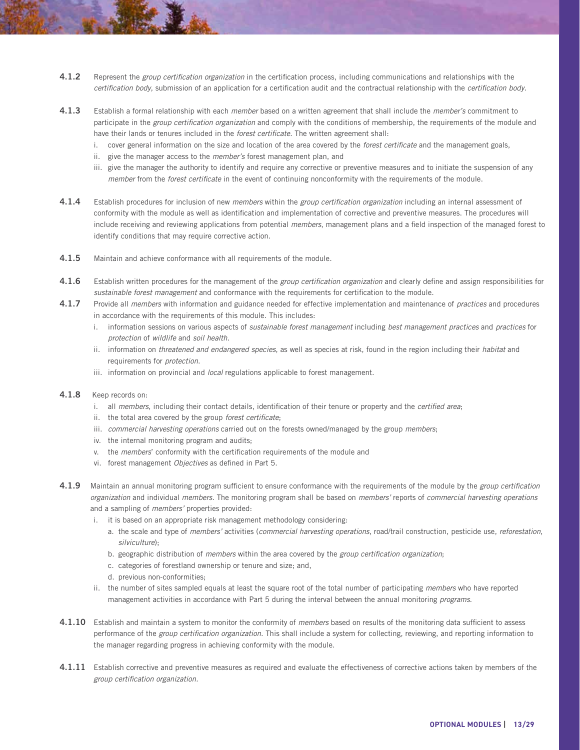**4.1.2** Represent the *group certification organization* in the certification process, including communications and relationships with the *certification body*, submission of an application for a certification audit and the contractual relationship with the *certification body*.

**4.1.3** Establish a formal relationship with each *member* based on a written agreement that shall include the *member's* commitment to participate in the *group certification organization* and comply with the conditions of membership, the requirements of the module and have their lands or tenures included in the *forest certificate*. The written agreement shall:

i. cover general information on the size and location of the area covered by the *forest certificate* and the management goals,
ii. give the manager access to the *member's* forest management plan, and
iii. give the manager the authority to identify and require any corrective or preventive measures and to initiate the suspension of any *member* from the *forest certificate* in the event of continuing nonconformity with the requirements of the module.

**4.1.4** Establish procedures for inclusion of new *members* within the *group certification organization* including an internal assessment of conformity with the module as well as identification and implementation of corrective and preventive measures. The procedures will include receiving and reviewing applications from potential *members*, management plans and a field inspection of the managed forest to identify conditions that may require corrective action.

**4.1.5** Maintain and achieve conformance with all requirements of the module.

**4.1.6** Establish written procedures for the management of the *group certification organization* and clearly define and assign responsibilities for *sustainable forest management* and conformance with the requirements for certification to the module.

**4.1.7** Provide all *members* with information and guidance needed for effective implementation and maintenance of *practices* and procedures in accordance with the requirements of this module. This includes:

i. information sessions on various aspects of *sustainable forest management* including *best management practices* and *practices* for *protection* of *wildlife* and *soil health*.
ii. information on *threatened and endangered species*, as well as species at risk, found in the region including their *habitat* and requirements for *protection*.
iii. information on provincial and *local* regulations applicable to forest management.

**4.1.8** Keep records on:

i. all *members*, including their contact details, identification of their tenure or property and the *certified area*;
ii. the total area covered by the group *forest certificate*;
iii. *commercial harvesting operations* carried out on the forests owned/managed by the group *members*;
iv. the internal monitoring program and audits;
v. the *members*' conformity with the certification requirements of the module and
vi. forest management *Objectives* as defined in Part 5.

**4.1.9** Maintain an annual monitoring program sufficient to ensure conformance with the requirements of the module by the *group certification organization* and individual *members*. The monitoring program shall be based on *members'* reports of *commercial harvesting operations* and a sampling of *members'* properties provided:

i. it is based on an appropriate risk management methodology considering:
   a. the scale and type of *members'* activities (*commercial harvesting operations*, road/trail construction, pesticide use, *reforestation*, *silviculture*);
   b. geographic distribution of *members* within the area covered by the *group certification organization*;
   c. categories of forestland ownership or tenure and size; and,
   d. previous non-conformities;
ii. the number of sites sampled equals at least the square root of the total number of participating *members* who have reported management activities in accordance with Part 5 during the interval between the annual monitoring *programs*.

**4.1.10** Establish and maintain a system to monitor the conformity of *members* based on results of the monitoring data sufficient to assess performance of the *group certification organization*. This shall include a system for collecting, reviewing, and reporting information to the manager regarding progress in achieving conformity with the module.

**4.1.11** Establish corrective and preventive measures as required and evaluate the effectiveness of corrective actions taken by members of the *group certification organization*.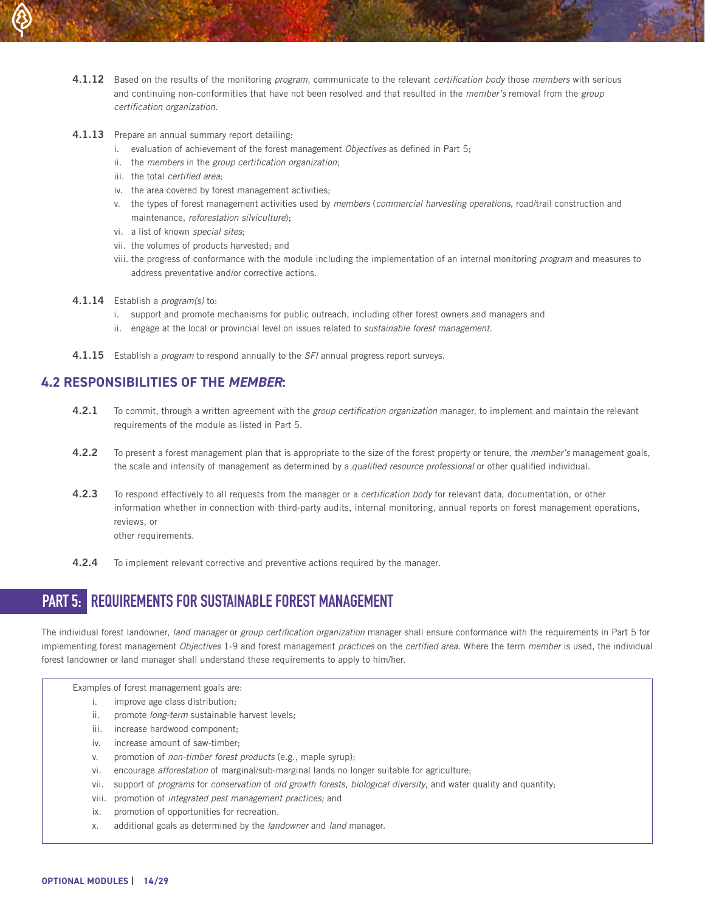**4.1.12** Based on the results of the monitoring *program*, communicate to the relevant *certification body* those *members* with serious and continuing non-conformities that have not been resolved and that resulted in the *member's* removal from the *group certification organization*.

**4.1.13** Prepare an annual summary report detailing:

i. evaluation of achievement of the forest management *Objectives* as defined in Part 5;
ii. the *members* in the *group certification organization*;
iii. the total *certified area*;
iv. the area covered by forest management activities;
v. the types of forest management activities used by *members* (*commercial harvesting operations*, road/trail construction and maintenance, *reforestation silviculture*);
vi. a list of known *special sites*;
vii. the volumes of products harvested; and
viii. the progress of conformance with the module including the implementation of an internal monitoring *program* and measures to address preventative and/or corrective actions.

**4.1.14** Establish a *program(s)* to:

i. support and promote mechanisms for public outreach, including other forest owners and managers and
ii. engage at the local or provincial level on issues related to *sustainable forest management*.

**4.1.15** Establish a *program* to respond annually to the *SFI* annual progress report surveys.

## 4.2 RESPONSIBILITIES OF THE *MEMBER*:

**4.2.1** To commit, through a written agreement with the *group certification organization* manager, to implement and maintain the relevant requirements of the module as listed in Part 5.

**4.2.2** To present a forest management plan that is appropriate to the size of the forest property or tenure, the *member's* management goals, the scale and intensity of management as determined by a *qualified resource professional* or other qualified individual.

**4.2.3** To respond effectively to all requests from the manager or a *certification body* for relevant data, documentation, or other information whether in connection with third-party audits, internal monitoring, annual reports on forest management operations, reviews, or
other requirements.

**4.2.4** To implement relevant corrective and preventive actions required by the manager.

# PART 5: REQUIREMENTS FOR SUSTAINABLE FOREST MANAGEMENT

The individual forest landowner, *land manager* or *group certification organization* manager shall ensure conformance with the requirements in Part 5 for implementing forest management *Objectives* 1-9 and forest management *practices* on the *certified area*. Where the term *member* is used, the individual forest landowner or land manager shall understand these requirements to apply to him/her.

> Examples of forest management goals are:
>
> i. improve age class distribution;
> ii. promote *long-term* sustainable harvest levels;
> iii. increase hardwood component;
> iv. increase amount of saw-timber;
> v. promotion of *non-timber forest products* (e.g., maple syrup);
> vi. encourage *afforestation* of marginal/sub-marginal lands no longer suitable for agriculture;
> vii. support of *programs* for *conservation* of *old growth forests*, *biological diversity*, and water quality and quantity;
> viii. promotion of *integrated pest management practices;* and
> ix. promotion of opportunities for recreation.
> x. additional goals as determined by the *landowner* and *land* manager.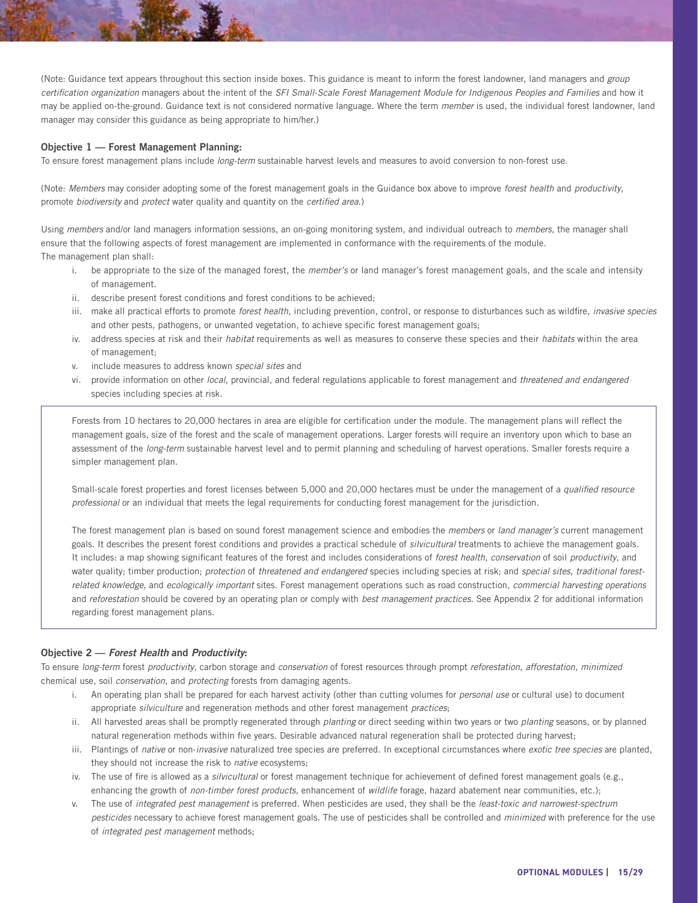(Note: Guidance text appears throughout this section inside boxes. This guidance is meant to inform the forest landowner, land managers and *group certification organization* managers about the intent of the *SFI Small-Scale Forest Management Module for Indigenous Peoples and Families* and how it may be applied on-the-ground. Guidance text is not considered normative language. Where the term *member* is used, the individual forest landowner, land manager may consider this guidance as being appropriate to him/her.)

### Objective 1 — Forest Management Planning:

To ensure forest management plans include *long-term* sustainable harvest levels and measures to avoid conversion to non-forest use.

(Note: *Members* may consider adopting some of the forest management goals in the Guidance box above to improve *forest health* and *productivity,* promote *biodiversity* and *protect* water quality and quantity on the *certified area.*)

Using *members* and/or land managers information sessions, an on-going monitoring system, and individual outreach to *members*, the manager shall ensure that the following aspects of forest management are implemented in conformance with the requirements of the module.

The management plan shall:

i. be appropriate to the size of the managed forest, the *member's* or land manager's forest management goals, and the scale and intensity of management.
ii. describe present forest conditions and forest conditions to be achieved;
iii. make all practical efforts to promote *forest health*, including prevention, control, or response to disturbances such as wildfire, *invasive species* and other pests, pathogens, or unwanted vegetation, to achieve specific forest management goals;
iv. address species at risk and their *habitat* requirements as well as measures to conserve these species and their *habitats* within the area of management;
v. include measures to address known *special sites* and
vi. provide information on other *local*, provincial, and federal regulations applicable to forest management and *threatened and endangered* species including species at risk.

> Forests from 10 hectares to 20,000 hectares in area are eligible for certification under the module. The management plans will reflect the management goals, size of the forest and the scale of management operations. Larger forests will require an inventory upon which to base an assessment of the *long-term* sustainable harvest level and to permit planning and scheduling of harvest operations. Smaller forests require a simpler management plan.
>
> Small-scale forest properties and forest licenses between 5,000 and 20,000 hectares must be under the management of a *qualified resource professional* or an individual that meets the legal requirements for conducting forest management for the jurisdiction.
>
> The forest management plan is based on sound forest management science and embodies the *members* or *land manager's* current management goals. It describes the present forest conditions and provides a practical schedule of *silvicultural* treatments to achieve the management goals. It includes: a map showing significant features of the forest and includes considerations of *forest health*, *conservation* of soil *productivity*, and water quality; timber production; *protection* of *threatened and endangered* species including species at risk; and *special sites, traditional forest-related knowledge*, and *ecologically important* sites. Forest management operations such as road construction, *commercial harvesting operations* and *reforestation* should be covered by an operating plan or comply with *best management practices*. See Appendix 2 for additional information regarding forest management plans.

### Objective 2 — *Forest Health* and *Productivity*:

To ensure *long-term* forest *productivity*, carbon storage and *conservation* of forest resources through prompt *reforestation*, *afforestation*, *minimized* chemical use, soil *conservation*, and *protecting* forests from damaging agents.

i. An operating plan shall be prepared for each harvest activity (other than cutting volumes for *personal use* or cultural use) to document appropriate *silviculture* and regeneration methods and other forest management *practices*;
ii. All harvested areas shall be promptly regenerated through *planting* or direct seeding within two years or two *planting* seasons, or by planned natural regeneration methods within five years. Desirable advanced natural regeneration shall be protected during harvest;
iii. Plantings of *native* or non-*invasive* naturalized tree species are preferred. In exceptional circumstances where *exotic tree species* are planted, they should not increase the risk to *native* ecosystems;
iv. The use of fire is allowed as a *silvicultural* or forest management technique for achievement of defined forest management goals (e.g., enhancing the growth of *non-timber forest products*, enhancement of *wildlife* forage, hazard abatement near communities, etc.);
v. The use of *integrated pest management* is preferred. When pesticides are used, they shall be the *least-toxic and narrowest-spectrum pesticides* necessary to achieve forest management goals. The use of pesticides shall be controlled and *minimized* with preference for the use of *integrated pest management* methods;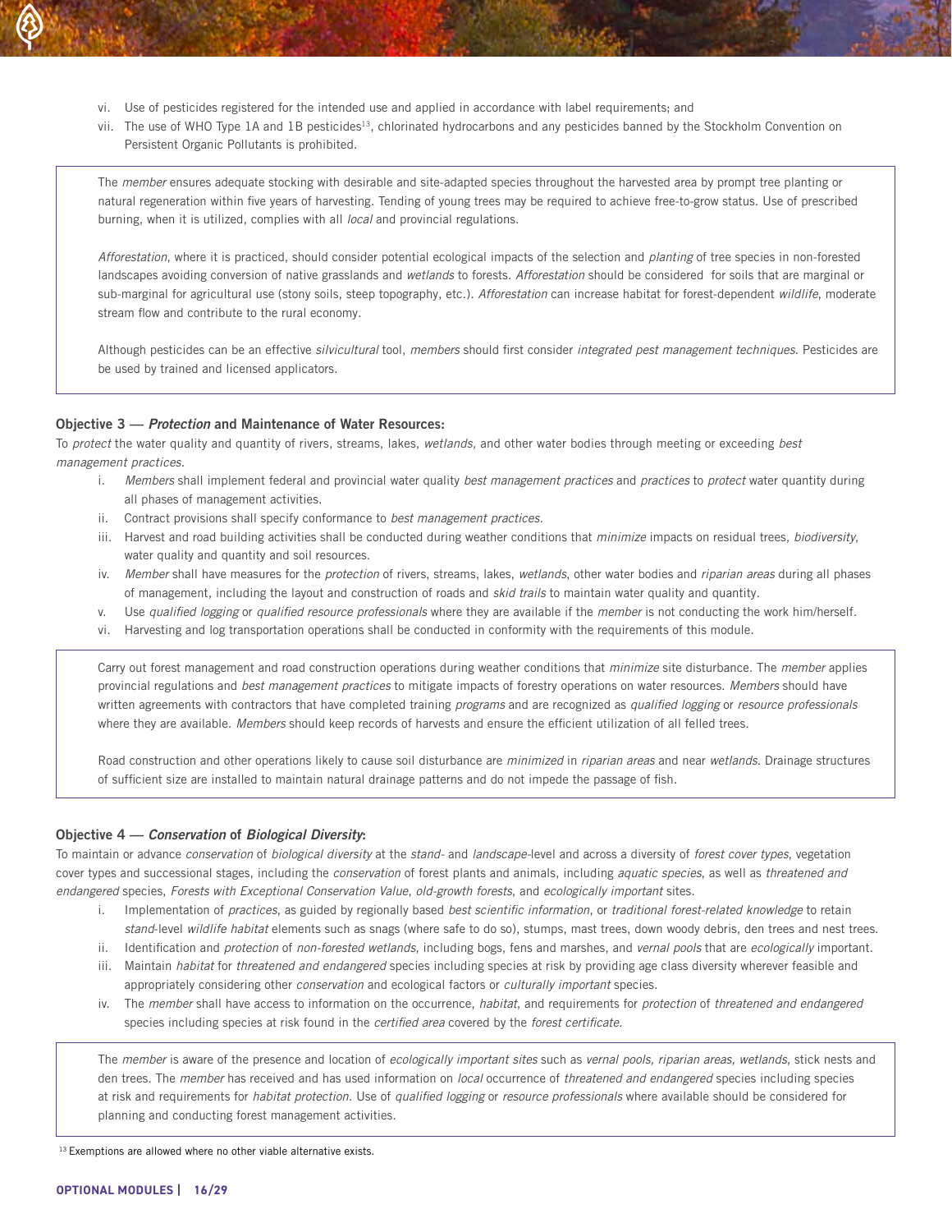vi. Use of pesticides registered for the intended use and applied in accordance with label requirements; and

vii. The use of WHO Type 1A and 1B pesticides[13], chlorinated hydrocarbons and any pesticides banned by the Stockholm Convention on Persistent Organic Pollutants is prohibited.

> The *member* ensures adequate stocking with desirable and site-adapted species throughout the harvested area by prompt tree planting or natural regeneration within five years of harvesting. Tending of young trees may be required to achieve free-to-grow status. Use of prescribed burning, when it is utilized, complies with all *local* and provincial regulations.
>
> *Afforestation*, where it is practiced, should consider potential ecological impacts of the selection and *planting* of tree species in non-forested landscapes avoiding conversion of native grasslands and *wetlands* to forests. *Afforestation* should be considered for soils that are marginal or sub-marginal for agricultural use (stony soils, steep topography, etc.). *Afforestation* can increase habitat for forest-dependent *wildlife*, moderate stream flow and contribute to the rural economy.
>
> Although pesticides can be an effective *silvicultural* tool, *members* should first consider *integrated pest management techniques*. Pesticides are be used by trained and licensed applicators.

**Objective 3 — *Protection* and Maintenance of Water Resources:**

To *protect* the water quality and quantity of rivers, streams, lakes, *wetlands,* and other water bodies through meeting or exceeding *best management practices.*

i. *Members* shall implement federal and provincial water quality *best management practices* and *practices* to *protect* water quantity during all phases of management activities.

ii. Contract provisions shall specify conformance to *best management practices.*

iii. Harvest and road building activities shall be conducted during weather conditions that *minimize* impacts on residual trees, *biodiversity*, water quality and quantity and soil resources.

iv. *Member* shall have measures for the *protection* of rivers, streams, lakes, *wetlands*, other water bodies and *riparian areas* during all phases of management, including the layout and construction of roads and *skid trails* to maintain water quality and quantity.

v. Use *qualified logging* or *qualified resource professionals* where they are available if the *member* is not conducting the work him/herself.

vi. Harvesting and log transportation operations shall be conducted in conformity with the requirements of this module.

> Carry out forest management and road construction operations during weather conditions that *minimize* site disturbance. The *member* applies provincial regulations and *best management practices* to mitigate impacts of forestry operations on water resources. *Members* should have written agreements with contractors that have completed training *programs* and are recognized as *qualified logging* or *resource professionals* where they are available. *Members* should keep records of harvests and ensure the efficient utilization of all felled trees.
>
> Road construction and other operations likely to cause soil disturbance are *minimized* in *riparian areas* and near *wetlands.* Drainage structures of sufficient size are installed to maintain natural drainage patterns and do not impede the passage of fish.

**Objective 4 — *Conservation* of *Biological Diversity*:**

To maintain or advance *conservation* of *biological diversity* at the *stand*- and *landscape*-level and across a diversity of *forest cover types*, vegetation cover types and successional stages, including the *conservation* of forest plants and animals, including *aquatic species*, as well as *threatened and endangered* species, *Forests with Exceptional Conservation Value*, *old-growth forests*, and *ecologically important* sites.

i. Implementation of *practices*, as guided by regionally based *best scientific information*, or *traditional forest-related knowledge* to retain *stand*-level *wildlife habitat* elements such as snags (where safe to do so), stumps, mast trees, down woody debris, den trees and nest trees.

ii. Identification and *protection* of *non-forested wetlands*, including bogs, fens and marshes, and *vernal pools* that are *ecologically* important.

iii. Maintain *habitat* for *threatened and endangered* species including species at risk by providing age class diversity wherever feasible and appropriately considering other *conservation* and ecological factors or *culturally important* species.

iv. The *member* shall have access to information on the occurrence, *habitat*, and requirements for *protection* of *threatened and endangered* species including species at risk found in the *certified area* covered by the *forest certificate.*

> The *member* is aware of the presence and location of *ecologically important sites* such as *vernal pools, riparian areas, wetlands*, stick nests and den trees. The *member* has received and has used information on *local* occurrence of *threatened and endangered* species including species at risk and requirements for *habitat protection*. Use of *qualified logging* or *resource professionals* where available should be considered for planning and conducting forest management activities.

[13] Exemptions are allowed where no other viable alternative exists.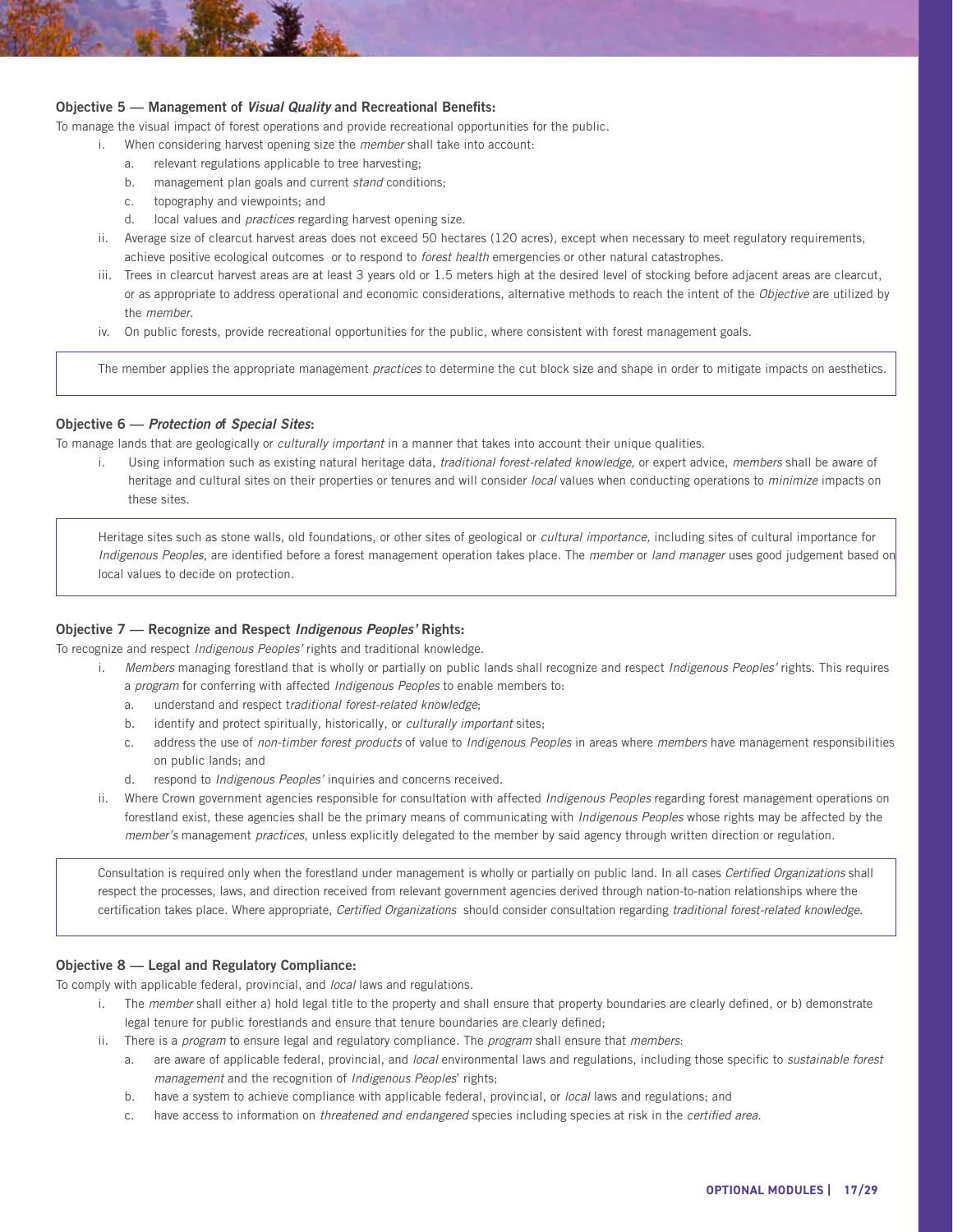### Objective 5 — Management of *Visual Quality* and Recreational Benefits:

To manage the visual impact of forest operations and provide recreational opportunities for the public.

i. When considering harvest opening size the *member* shall take into account:
   a. relevant regulations applicable to tree harvesting;
   b. management plan goals and current *stand* conditions;
   c. topography and viewpoints; and
   d. local values and *practices* regarding harvest opening size.

ii. Average size of clearcut harvest areas does not exceed 50 hectares (120 acres), except when necessary to meet regulatory requirements, achieve positive ecological outcomes or to respond to *forest health* emergencies or other natural catastrophes.

iii. Trees in clearcut harvest areas are at least 3 years old or 1.5 meters high at the desired level of stocking before adjacent areas are clearcut, or as appropriate to address operational and economic considerations, alternative methods to reach the intent of the *Objective* are utilized by the *member*.

iv. On public forests, provide recreational opportunities for the public, where consistent with forest management goals.

> The member applies the appropriate management *practices* to determine the cut block size and shape in order to mitigate impacts on aesthetics.

### Objective 6 — *Protection of Special Sites*:

To manage lands that are geologically or *culturally important* in a manner that takes into account their unique qualities.

i. Using information such as existing natural heritage data, *traditional forest-related knowledge*, or expert advice, *members* shall be aware of heritage and cultural sites on their properties or tenures and will consider *local* values when conducting operations to *minimize* impacts on these sites.

> Heritage sites such as stone walls, old foundations, or other sites of geological or *cultural importance,* including sites of cultural importance for *Indigenous Peoples*, are identified before a forest management operation takes place. The *member* or *land manager* uses good judgement based on local values to decide on protection.

### Objective 7 — Recognize and Respect *Indigenous Peoples'* Rights:

To recognize and respect *Indigenous Peoples'* rights and traditional knowledge.

i. *Members* managing forestland that is wholly or partially on public lands shall recognize and respect *Indigenous Peoples'* rights. This requires a *program* for conferring with affected *Indigenous Peoples* to enable members to:
   a. understand and respect t*raditional forest-related knowledge*;
   b. identify and protect spiritually, historically, or *culturally important* sites;
   c. address the use of *non-timber forest products* of value to *Indigenous Peoples* in areas where *members* have management responsibilities on public lands; and
   d. respond to *Indigenous Peoples'* inquiries and concerns received.

ii. Where Crown government agencies responsible for consultation with affected *Indigenous Peoples* regarding forest management operations on forestland exist, these agencies shall be the primary means of communicating with *Indigenous Peoples* whose rights may be affected by the *member's* management *practices*, unless explicitly delegated to the member by said agency through written direction or regulation.

> Consultation is required only when the forestland under management is wholly or partially on public land. In all cases *Certified Organizations* shall respect the processes, laws, and direction received from relevant government agencies derived through nation-to-nation relationships where the certification takes place. Where appropriate, *Certified Organizations* should consider consultation regarding *traditional forest-related knowledge.*

### Objective 8 — Legal and Regulatory Compliance:

To comply with applicable federal, provincial, and *local* laws and regulations.

i. The *member* shall either a) hold legal title to the property and shall ensure that property boundaries are clearly defined, or b) demonstrate legal tenure for public forestlands and ensure that tenure boundaries are clearly defined;

ii. There is a *program* to ensure legal and regulatory compliance. The *program* shall ensure that *members*:
   a. are aware of applicable federal, provincial, and *local* environmental laws and regulations, including those specific to *sustainable forest management* and the recognition of *Indigenous Peoples*' rights;
   b. have a system to achieve compliance with applicable federal, provincial, or *local* laws and regulations; and
   c. have access to information on *threatened and endangered* species including species at risk in the *certified area*.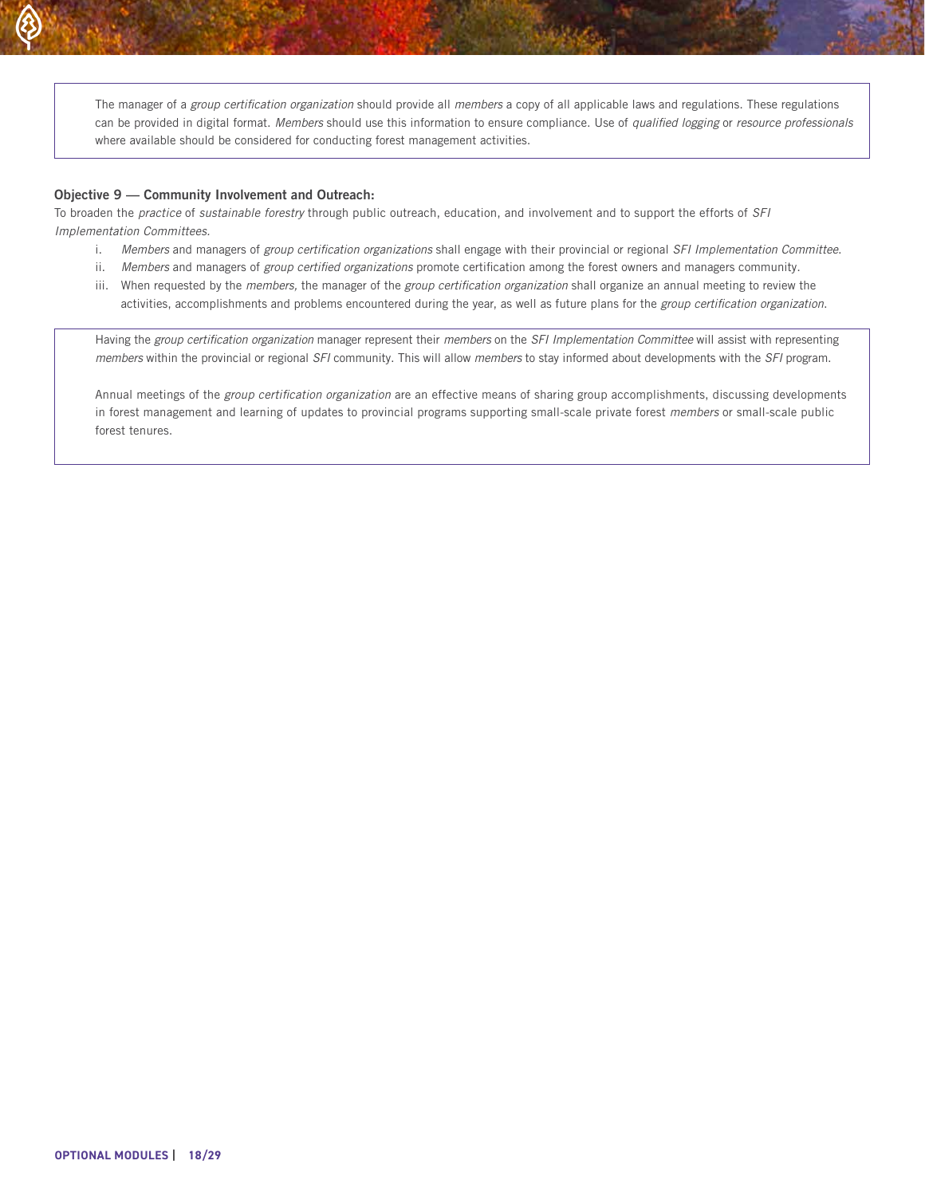> The manager of a *group certification organization* should provide all *members* a copy of all applicable laws and regulations. These regulations can be provided in digital format. *Members* should use this information to ensure compliance. Use of *qualified logging* or *resource professionals* where available should be considered for conducting forest management activities.

**Objective 9 — Community Involvement and Outreach:**

To broaden the *practice* of *sustainable forestry* through public outreach, education, and involvement and to support the efforts of *SFI Implementation Committees.*

i. *Members* and managers of *group certification organizations* shall engage with their provincial or regional *SFI Implementation Committee*.

ii. *Members* and managers of *group certified organizations* promote certification among the forest owners and managers community.

iii. When requested by the *members,* the manager of the *group certification organization* shall organize an annual meeting to review the activities, accomplishments and problems encountered during the year, as well as future plans for the *group certification organization*.

> Having the *group certification organization* manager represent their *members* on the *SFI Implementation Committee* will assist with representing *members* within the provincial or regional *SFI* community. This will allow *members* to stay informed about developments with the *SFI* program.
>
> Annual meetings of the *group certification organization* are an effective means of sharing group accomplishments, discussing developments in forest management and learning of updates to provincial programs supporting small-scale private forest *members* or small-scale public forest tenures.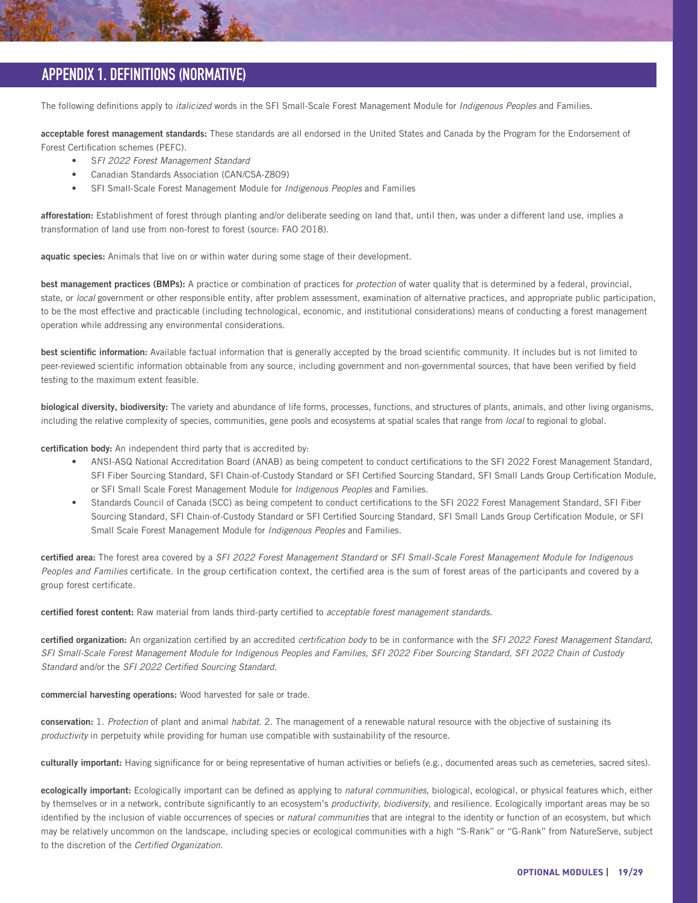# APPENDIX 1. DEFINITIONS (NORMATIVE)

The following definitions apply to *italicized* words in the SFI Small-Scale Forest Management Module for *Indigenous Peoples* and Families.

**acceptable forest management standards:** These standards are all endorsed in the United States and Canada by the Program for the Endorsement of Forest Certification schemes (PEFC).

- S*FI 2022 Forest Management Standard*
- Canadian Standards Association (CAN/CSA-Z809)
- SFI Small-Scale Forest Management Module for *Indigenous Peoples* and Families

**afforestation:** Establishment of forest through planting and/or deliberate seeding on land that, until then, was under a different land use, implies a transformation of land use from non-forest to forest (source: FAO 2018).

**aquatic species:** Animals that live on or within water during some stage of their development.

**best management practices (BMPs):** A practice or combination of practices for *protection* of water quality that is determined by a federal, provincial, state, or *local* government or other responsible entity, after problem assessment, examination of alternative practices, and appropriate public participation, to be the most effective and practicable (including technological, economic, and institutional considerations) means of conducting a forest management operation while addressing any environmental considerations.

**best scientific information:** Available factual information that is generally accepted by the broad scientific community. It includes but is not limited to peer-reviewed scientific information obtainable from any source, including government and non-governmental sources, that have been verified by field testing to the maximum extent feasible.

**biological diversity, biodiversity:** The variety and abundance of life forms, processes, functions, and structures of plants, animals, and other living organisms, including the relative complexity of species, communities, gene pools and ecosystems at spatial scales that range from *local* to regional to global.

**certification body:** An independent third party that is accredited by:

- ANSI-ASQ National Accreditation Board (ANAB) as being competent to conduct certifications to the SFI 2022 Forest Management Standard, SFI Fiber Sourcing Standard, SFI Chain-of-Custody Standard or SFI Certified Sourcing Standard, SFI Small Lands Group Certification Module, or SFI Small Scale Forest Management Module for *Indigenous Peoples* and Families.
- Standards Council of Canada (SCC) as being competent to conduct certifications to the SFI 2022 Forest Management Standard, SFI Fiber Sourcing Standard, SFI Chain-of-Custody Standard or SFI Certified Sourcing Standard, SFI Small Lands Group Certification Module, or SFI Small Scale Forest Management Module for *Indigenous Peoples* and Families.

**certified area:** The forest area covered by a *SFI 2022 Forest Management Standard* or *SFI Small-Scale Forest Management Module for Indigenous Peoples and Families* certificate. In the group certification context, the certified area is the sum of forest areas of the participants and covered by a group forest certificate.

**certified forest content:** Raw material from lands third-party certified to *acceptable forest management standards*.

**certified organization:** An organization certified by an accredited *certification body* to be in conformance with the *SFI 2022 Forest Management Standard, SFI Small-Scale Forest Management Module for Indigenous Peoples and Families, SFI 2022 Fiber Sourcing Standard, SFI 2022 Chain of Custody Standard* and/or the *SFI 2022 Certified Sourcing Standard.*

**commercial harvesting operations:** Wood harvested for sale or trade.

**conservation:** 1. *Protection* of plant and animal *habitat*. 2. The management of a renewable natural resource with the objective of sustaining its *productivity* in perpetuity while providing for human use compatible with sustainability of the resource.

**culturally important:** Having significance for or being representative of human activities or beliefs (e.g., documented areas such as cemeteries, sacred sites).

**ecologically important:** Ecologically important can be defined as applying to *natural communities*, biological, ecological, or physical features which, either by themselves or in a network, contribute significantly to an ecosystem's *productivity*, *biodiversity*, and resilience. Ecologically important areas may be so identified by the inclusion of viable occurrences of species or *natural communities* that are integral to the identity or function of an ecosystem, but which may be relatively uncommon on the landscape, including species or ecological communities with a high "S-Rank" or "G-Rank" from NatureServe, subject to the discretion of the *Certified Organization*.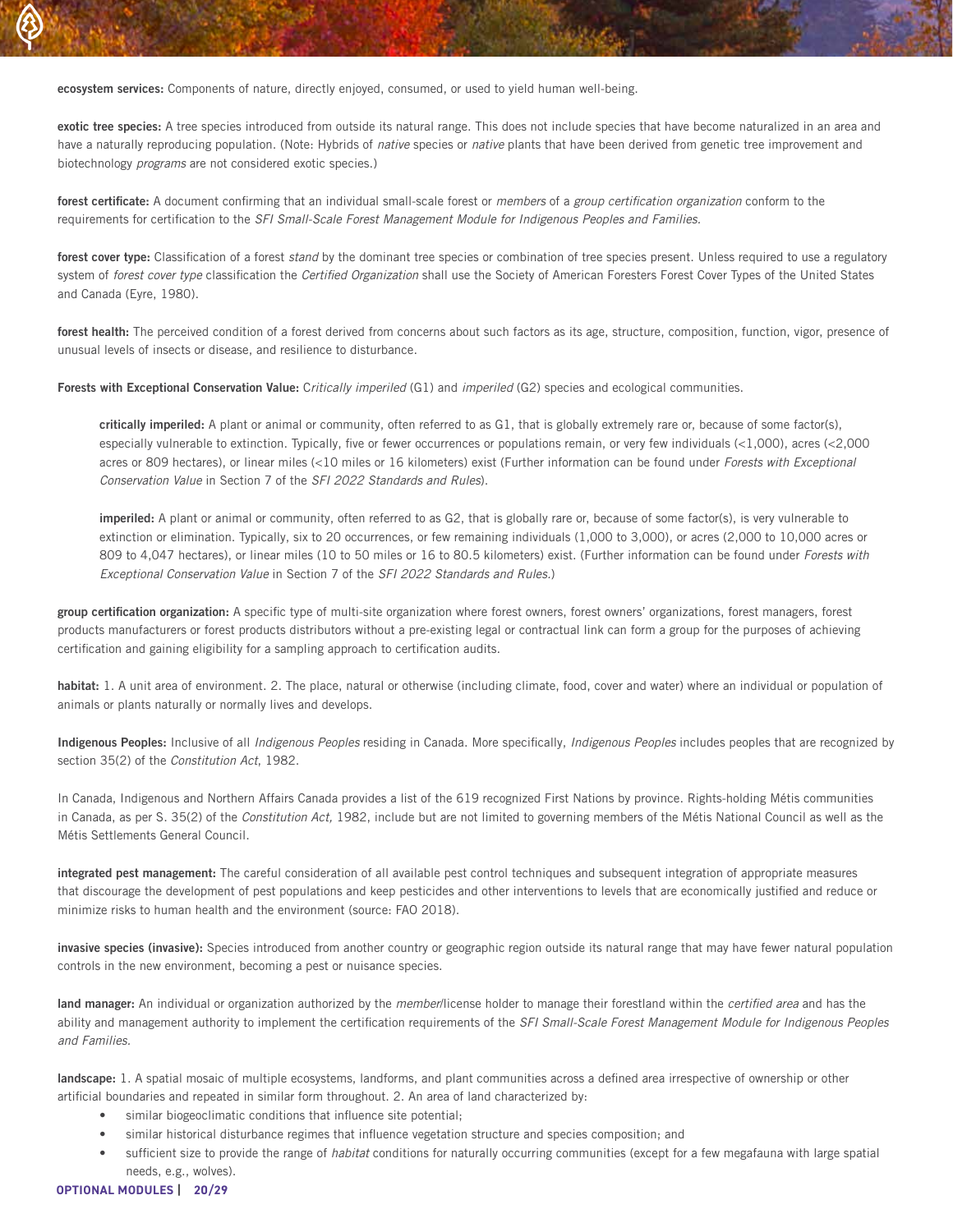**ecosystem services:** Components of nature, directly enjoyed, consumed, or used to yield human well-being.

**exotic tree species:** A tree species introduced from outside its natural range. This does not include species that have become naturalized in an area and have a naturally reproducing population. (Note: Hybrids of *native* species or *native* plants that have been derived from genetic tree improvement and biotechnology *programs* are not considered exotic species.)

**forest certificate:** A document confirming that an individual small-scale forest or *members* of a *group certification organization* conform to the requirements for certification to the *SFI Small-Scale Forest Management Module for Indigenous Peoples and Families.*

**forest cover type:** Classification of a forest *stand* by the dominant tree species or combination of tree species present. Unless required to use a regulatory system of *forest cover type* classification the *Certified Organization* shall use the Society of American Foresters Forest Cover Types of the United States and Canada (Eyre, 1980).

**forest health:** The perceived condition of a forest derived from concerns about such factors as its age, structure, composition, function, vigor, presence of unusual levels of insects or disease, and resilience to disturbance.

**Forests with Exceptional Conservation Value:** C*ritically imperiled* (G1) and *imperiled* (G2) species and ecological communities.

> **critically imperiled:** A plant or animal or community, often referred to as G1, that is globally extremely rare or, because of some factor(s), especially vulnerable to extinction. Typically, five or fewer occurrences or populations remain, or very few individuals (<1,000), acres (<2,000 acres or 809 hectares), or linear miles (<10 miles or 16 kilometers) exist (Further information can be found under *Forests with Exceptional Conservation Value* in Section 7 of the *SFI 2022 Standards and Rules*).
>
> **imperiled:** A plant or animal or community, often referred to as G2, that is globally rare or, because of some factor(s), is very vulnerable to extinction or elimination. Typically, six to 20 occurrences, or few remaining individuals (1,000 to 3,000), or acres (2,000 to 10,000 acres or 809 to 4,047 hectares), or linear miles (10 to 50 miles or 16 to 80.5 kilometers) exist. (Further information can be found under *Forests with Exceptional Conservation Value* in Section 7 of the *SFI 2022 Standards and Rules.*)

**group certification organization:** A specific type of multi-site organization where forest owners, forest owners' organizations, forest managers, forest products manufacturers or forest products distributors without a pre-existing legal or contractual link can form a group for the purposes of achieving certification and gaining eligibility for a sampling approach to certification audits.

**habitat:** 1. A unit area of environment. 2. The place, natural or otherwise (including climate, food, cover and water) where an individual or population of animals or plants naturally or normally lives and develops.

**Indigenous Peoples:** Inclusive of all *Indigenous Peoples* residing in Canada. More specifically, *Indigenous Peoples* includes peoples that are recognized by section 35(2) of the *Constitution Act,* 1982.

In Canada, Indigenous and Northern Affairs Canada provides a list of the 619 recognized First Nations by province. Rights-holding Métis communities in Canada, as per S. 35(2) of the *Constitution Act,* 1982, include but are not limited to governing members of the Métis National Council as well as the Métis Settlements General Council.

**integrated pest management:** The careful consideration of all available pest control techniques and subsequent integration of appropriate measures that discourage the development of pest populations and keep pesticides and other interventions to levels that are economically justified and reduce or minimize risks to human health and the environment (source: FAO 2018).

**invasive species (invasive):** Species introduced from another country or geographic region outside its natural range that may have fewer natural population controls in the new environment, becoming a pest or nuisance species.

**land manager:** An individual or organization authorized by the *member*/license holder to manage their forestland within the *certified area* and has the ability and management authority to implement the certification requirements of the *SFI Small-Scale Forest Management Module for Indigenous Peoples and Families.*

**landscape:** 1. A spatial mosaic of multiple ecosystems, landforms, and plant communities across a defined area irrespective of ownership or other artificial boundaries and repeated in similar form throughout. 2. An area of land characterized by:

- similar biogeoclimatic conditions that influence site potential;
- similar historical disturbance regimes that influence vegetation structure and species composition; and
- sufficient size to provide the range of *habitat* conditions for naturally occurring communities (except for a few megafauna with large spatial needs, e.g., wolves).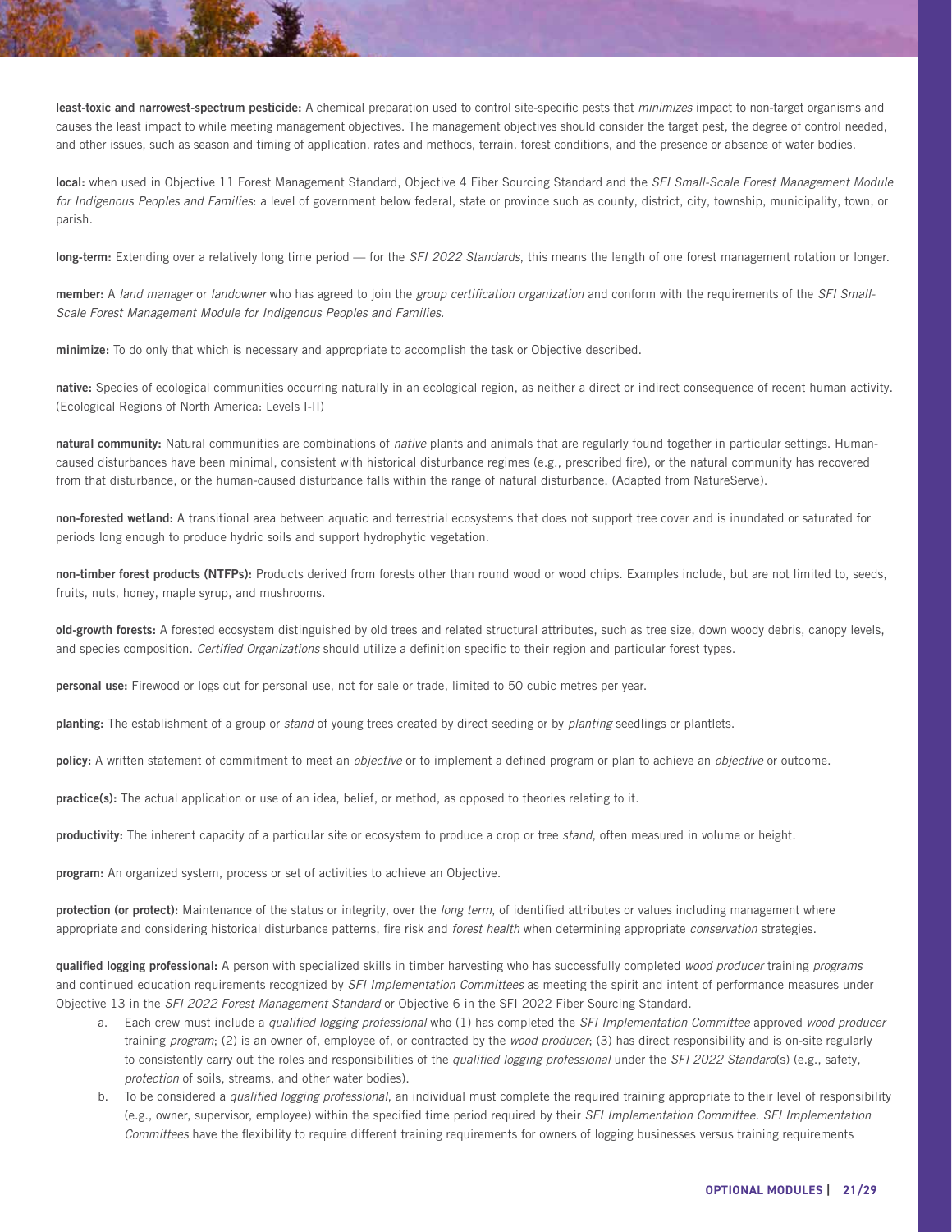**least-toxic and narrowest-spectrum pesticide:** A chemical preparation used to control site-specific pests that *minimizes* impact to non-target organisms and causes the least impact to while meeting management objectives. The management objectives should consider the target pest, the degree of control needed, and other issues, such as season and timing of application, rates and methods, terrain, forest conditions, and the presence or absence of water bodies.

**local:** when used in Objective 11 Forest Management Standard, Objective 4 Fiber Sourcing Standard and the *SFI Small-Scale Forest Management Module for Indigenous Peoples and Families*: a level of government below federal, state or province such as county, district, city, township, municipality, town, or parish.

**long-term:** Extending over a relatively long time period — for the *SFI 2022 Standards*, this means the length of one forest management rotation or longer.

**member:** A *land manager* or *landowner* who has agreed to join the *group certification organization* and conform with the requirements of the *SFI Small-Scale Forest Management Module for Indigenous Peoples and Families*.

**minimize:** To do only that which is necessary and appropriate to accomplish the task or Objective described.

**native:** Species of ecological communities occurring naturally in an ecological region, as neither a direct or indirect consequence of recent human activity. (Ecological Regions of North America: Levels I-II)

**natural community:** Natural communities are combinations of *native* plants and animals that are regularly found together in particular settings. Human-caused disturbances have been minimal, consistent with historical disturbance regimes (e.g., prescribed fire), or the natural community has recovered from that disturbance, or the human-caused disturbance falls within the range of natural disturbance. (Adapted from NatureServe).

**non-forested wetland:** A transitional area between aquatic and terrestrial ecosystems that does not support tree cover and is inundated or saturated for periods long enough to produce hydric soils and support hydrophytic vegetation.

**non-timber forest products (NTFPs):** Products derived from forests other than round wood or wood chips. Examples include, but are not limited to, seeds, fruits, nuts, honey, maple syrup, and mushrooms.

**old-growth forests:** A forested ecosystem distinguished by old trees and related structural attributes, such as tree size, down woody debris, canopy levels, and species composition. *Certified Organizations* should utilize a definition specific to their region and particular forest types.

**personal use:** Firewood or logs cut for personal use, not for sale or trade, limited to 50 cubic metres per year.

**planting:** The establishment of a group or *stand* of young trees created by direct seeding or by *planting* seedlings or plantlets.

**policy:** A written statement of commitment to meet an *objective* or to implement a defined program or plan to achieve an *objective* or outcome.

**practice(s):** The actual application or use of an idea, belief, or method, as opposed to theories relating to it.

**productivity:** The inherent capacity of a particular site or ecosystem to produce a crop or tree *stand*, often measured in volume or height.

**program:** An organized system, process or set of activities to achieve an Objective.

**protection (or protect):** Maintenance of the status or integrity, over the *long term*, of identified attributes or values including management where appropriate and considering historical disturbance patterns, fire risk and *forest health* when determining appropriate *conservation* strategies.

**qualified logging professional:** A person with specialized skills in timber harvesting who has successfully completed *wood producer* training *programs* and continued education requirements recognized by *SFI Implementation Committees* as meeting the spirit and intent of performance measures under Objective 13 in the *SFI 2022 Forest Management Standard* or Objective 6 in the SFI 2022 Fiber Sourcing Standard.

a. Each crew must include a *qualified logging professional* who (1) has completed the *SFI Implementation Committee* approved *wood producer* training *program*; (2) is an owner of, employee of, or contracted by the *wood producer*; (3) has direct responsibility and is on-site regularly to consistently carry out the roles and responsibilities of the *qualified logging professional* under the *SFI 2022 Standard*(s) (e.g., safety, *protection* of soils, streams, and other water bodies).

b. To be considered a *qualified logging professional*, an individual must complete the required training appropriate to their level of responsibility (e.g., owner, supervisor, employee) within the specified time period required by their *SFI Implementation Committee*. *SFI Implementation Committees* have the flexibility to require different training requirements for owners of logging businesses versus training requirements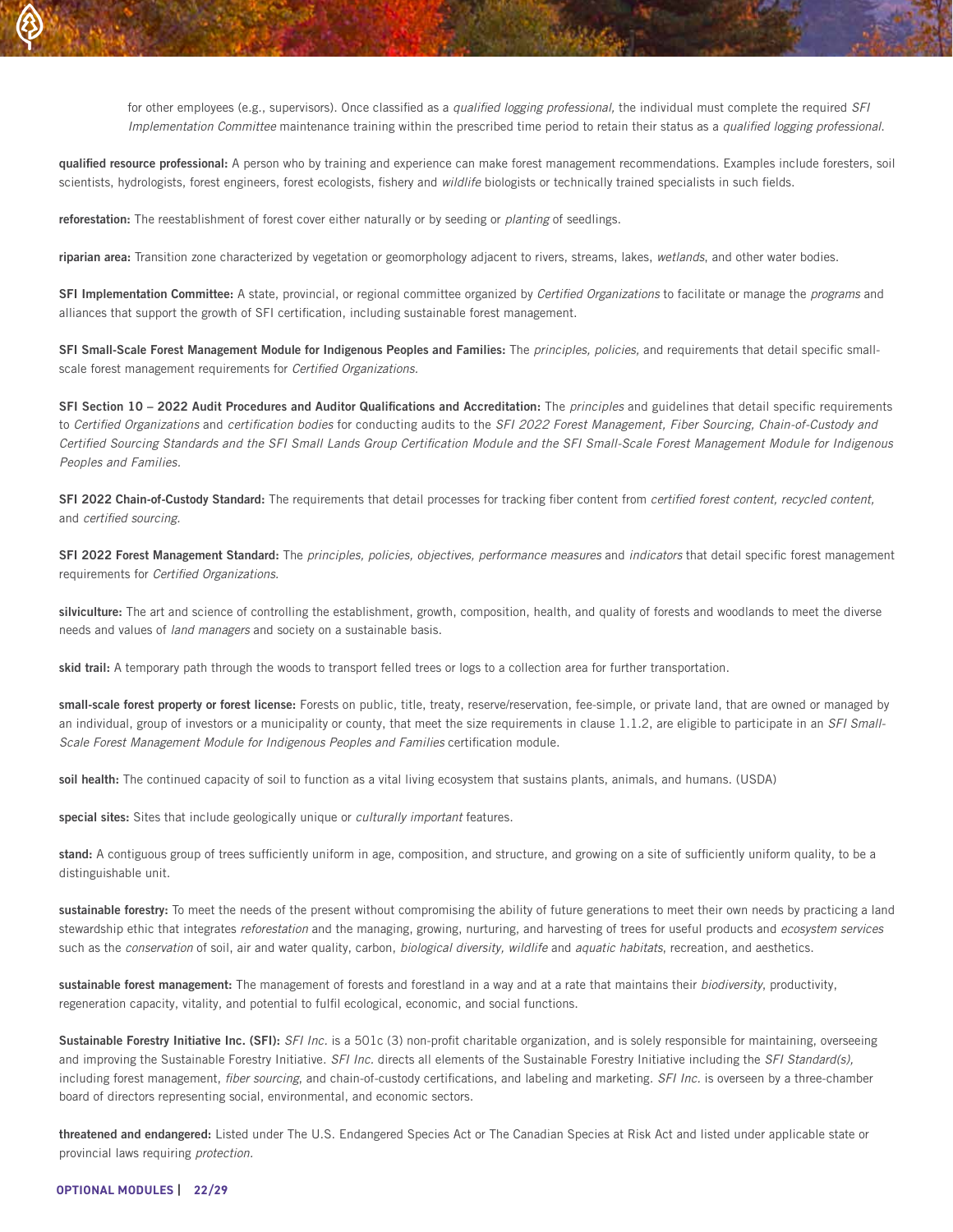for other employees (e.g., supervisors). Once classified as a *qualified logging professional*, the individual must complete the required *SFI Implementation Committee* maintenance training within the prescribed time period to retain their status as a *qualified logging professional*.

**qualified resource professional:** A person who by training and experience can make forest management recommendations. Examples include foresters, soil scientists, hydrologists, forest engineers, forest ecologists, fishery and *wildlife* biologists or technically trained specialists in such fields.

**reforestation:** The reestablishment of forest cover either naturally or by seeding or *planting* of seedlings.

**riparian area:** Transition zone characterized by vegetation or geomorphology adjacent to rivers, streams, lakes, *wetlands*, and other water bodies.

**SFI Implementation Committee:** A state, provincial, or regional committee organized by *Certified Organizations* to facilitate or manage the *programs* and alliances that support the growth of SFI certification, including sustainable forest management.

**SFI Small-Scale Forest Management Module for Indigenous Peoples and Families:** The *principles, policies,* and requirements that detail specific small-scale forest management requirements for *Certified Organizations.*

**SFI Section 10 – 2022 Audit Procedures and Auditor Qualifications and Accreditation:** The *principles* and guidelines that detail specific requirements to *Certified Organizations* and *certification bodies* for conducting audits to the *SFI 2022 Forest Management, Fiber Sourcing, Chain-of-Custody and Certified Sourcing Standards and the SFI Small Lands Group Certification Module and the SFI Small-Scale Forest Management Module for Indigenous Peoples and Families.*

**SFI 2022 Chain-of-Custody Standard:** The requirements that detail processes for tracking fiber content from *certified forest content, recycled content,* and *certified sourcing.*

**SFI 2022 Forest Management Standard:** The *principles, policies, objectives, performance measures* and *indicators* that detail specific forest management requirements for *Certified Organizations.*

**silviculture:** The art and science of controlling the establishment, growth, composition, health, and quality of forests and woodlands to meet the diverse needs and values of *land managers* and society on a sustainable basis.

**skid trail:** A temporary path through the woods to transport felled trees or logs to a collection area for further transportation.

**small-scale forest property or forest license:** Forests on public, title, treaty, reserve/reservation, fee-simple, or private land, that are owned or managed by an individual, group of investors or a municipality or county, that meet the size requirements in clause 1.1.2, are eligible to participate in an *SFI Small-Scale Forest Management Module for Indigenous Peoples and Families* certification module.

**soil health:** The continued capacity of soil to function as a vital living ecosystem that sustains plants, animals, and humans. (USDA)

**special sites:** Sites that include geologically unique or *culturally important* features.

**stand:** A contiguous group of trees sufficiently uniform in age, composition, and structure, and growing on a site of sufficiently uniform quality, to be a distinguishable unit.

**sustainable forestry:** To meet the needs of the present without compromising the ability of future generations to meet their own needs by practicing a land stewardship ethic that integrates *reforestation* and the managing, growing, nurturing, and harvesting of trees for useful products and *ecosystem services* such as the *conservation* of soil, air and water quality, carbon, *biological diversity, wildlife* and *aquatic habitats*, recreation, and aesthetics.

**sustainable forest management:** The management of forests and forestland in a way and at a rate that maintains their *biodiversity*, productivity, regeneration capacity, vitality, and potential to fulfil ecological, economic, and social functions.

**Sustainable Forestry Initiative Inc. (SFI):** *SFI Inc.* is a 501c (3) non-profit charitable organization, and is solely responsible for maintaining, overseeing and improving the Sustainable Forestry Initiative. *SFI Inc.* directs all elements of the Sustainable Forestry Initiative including the *SFI Standard(s),* including forest management, *fiber sourcing*, and chain-of-custody certifications, and labeling and marketing. *SFI Inc.* is overseen by a three-chamber board of directors representing social, environmental, and economic sectors.

**threatened and endangered:** Listed under The U.S. Endangered Species Act or The Canadian Species at Risk Act and listed under applicable state or provincial laws requiring *protection.*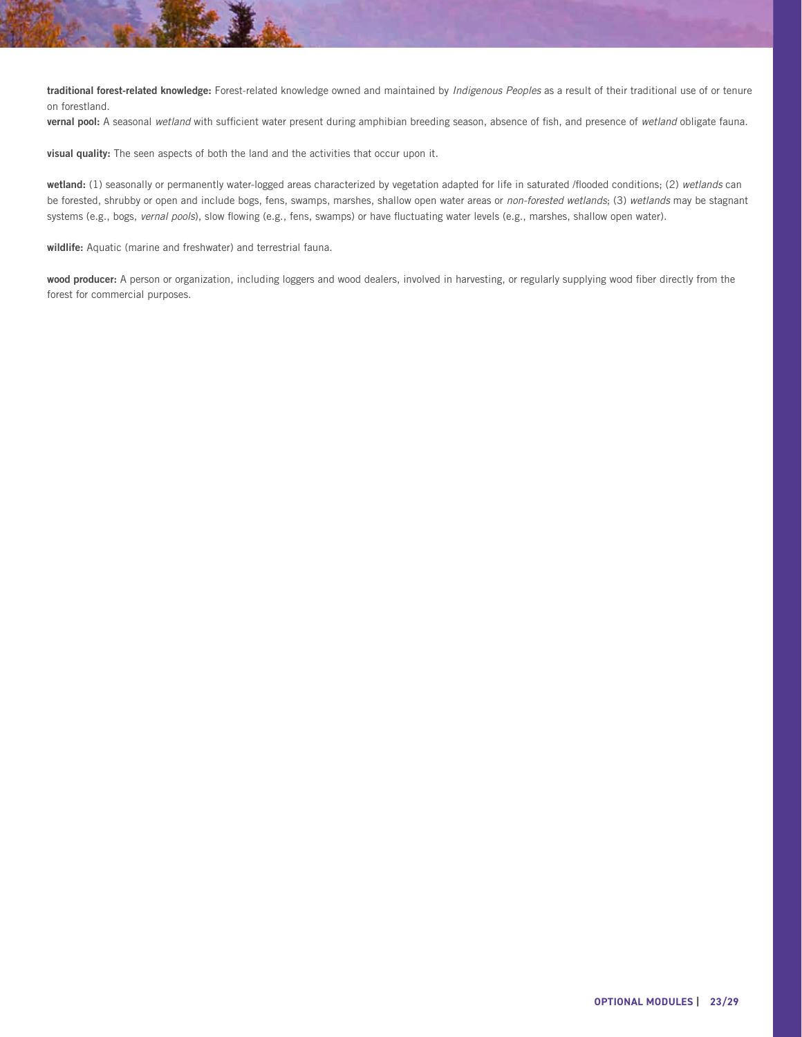**traditional forest-related knowledge:** Forest-related knowledge owned and maintained by *Indigenous Peoples* as a result of their traditional use of or tenure on forestland.

**vernal pool:** A seasonal *wetland* with sufficient water present during amphibian breeding season, absence of fish, and presence of *wetland* obligate fauna.

**visual quality:** The seen aspects of both the land and the activities that occur upon it.

**wetland:** (1) seasonally or permanently water-logged areas characterized by vegetation adapted for life in saturated /flooded conditions; (2) *wetlands* can be forested, shrubby or open and include bogs, fens, swamps, marshes, shallow open water areas or *non-forested wetlands*; (3) *wetlands* may be stagnant systems (e.g., bogs, *vernal pools*), slow flowing (e.g., fens, swamps) or have fluctuating water levels (e.g., marshes, shallow open water).

**wildlife:** Aquatic (marine and freshwater) and terrestrial fauna.

**wood producer:** A person or organization, including loggers and wood dealers, involved in harvesting, or regularly supplying wood fiber directly from the forest for commercial purposes.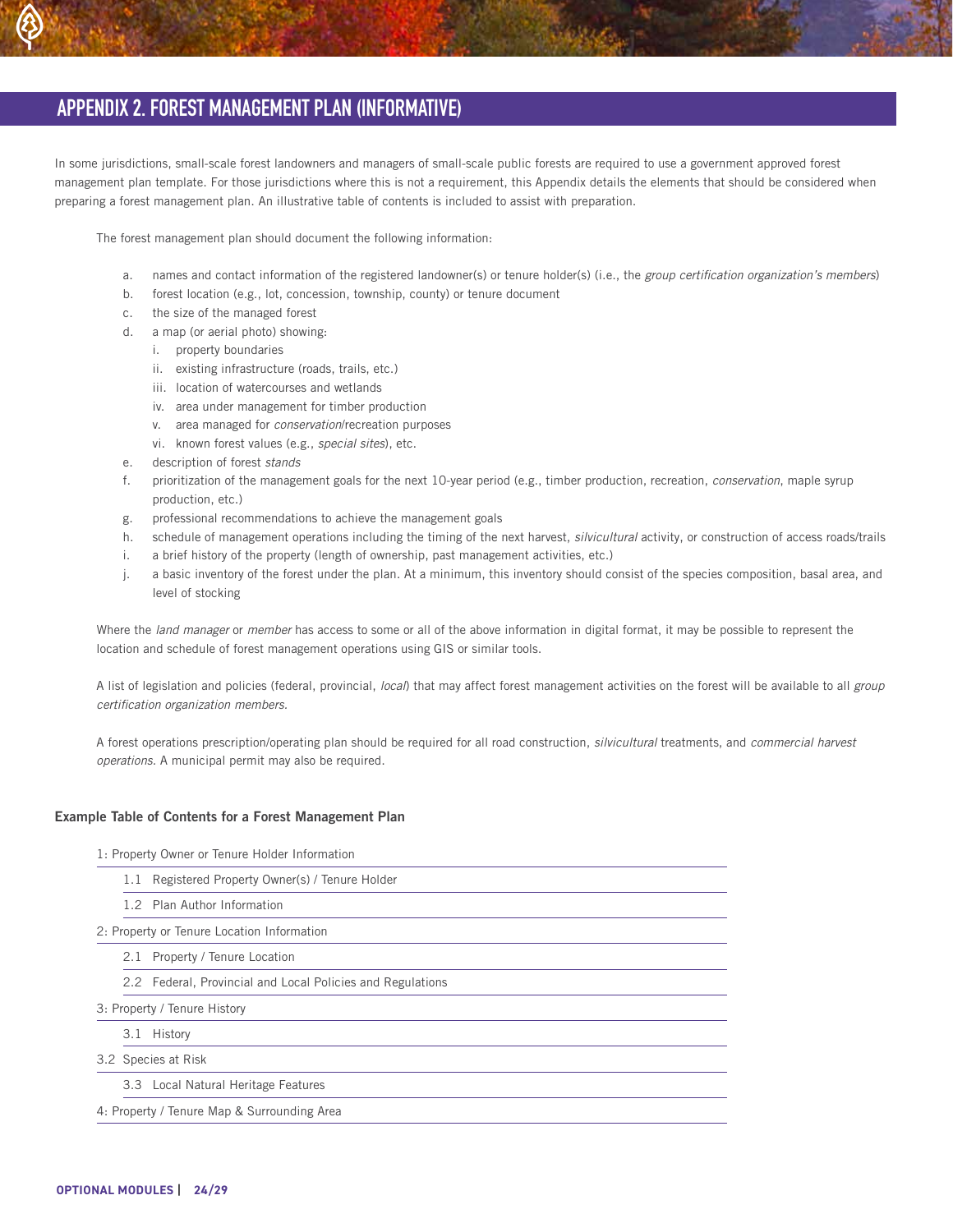## APPENDIX 2. FOREST MANAGEMENT PLAN (INFORMATIVE)

In some jurisdictions, small-scale forest landowners and managers of small-scale public forests are required to use a government approved forest management plan template. For those jurisdictions where this is not a requirement, this Appendix details the elements that should be considered when preparing a forest management plan. An illustrative table of contents is included to assist with preparation.

The forest management plan should document the following information:

a. names and contact information of the registered landowner(s) or tenure holder(s) (i.e., the *group certification organization's members*)
b. forest location (e.g., lot, concession, township, county) or tenure document
c. the size of the managed forest
d. a map (or aerial photo) showing:
   i. property boundaries
   ii. existing infrastructure (roads, trails, etc.)
   iii. location of watercourses and wetlands
   iv. area under management for timber production
   v. area managed for *conservation*/recreation purposes
   vi. known forest values (e.g., *special sites*), etc.
e. description of forest *stands*
f. prioritization of the management goals for the next 10-year period (e.g., timber production, recreation, *conservation*, maple syrup production, etc.)
g. professional recommendations to achieve the management goals
h. schedule of management operations including the timing of the next harvest, *silvicultural* activity, or construction of access roads/trails
i. a brief history of the property (length of ownership, past management activities, etc.)
j. a basic inventory of the forest under the plan. At a minimum, this inventory should consist of the species composition, basal area, and level of stocking

Where the *land manager* or *member* has access to some or all of the above information in digital format, it may be possible to represent the location and schedule of forest management operations using GIS or similar tools.

A list of legislation and policies (federal, provincial, *local*) that may affect forest management activities on the forest will be available to all *group certification organization members*.

A forest operations prescription/operating plan should be required for all road construction, *silvicultural* treatments, and *commercial harvest operations*. A municipal permit may also be required.

**Example Table of Contents for a Forest Management Plan**

1: Property Owner or Tenure Holder Information
- 1.1 Registered Property Owner(s) / Tenure Holder
- 1.2 Plan Author Information

2: Property or Tenure Location Information
- 2.1 Property / Tenure Location
- 2.2 Federal, Provincial and Local Policies and Regulations

3: Property / Tenure History
- 3.1 History

3.2 Species at Risk
- 3.3 Local Natural Heritage Features

4: Property / Tenure Map & Surrounding Area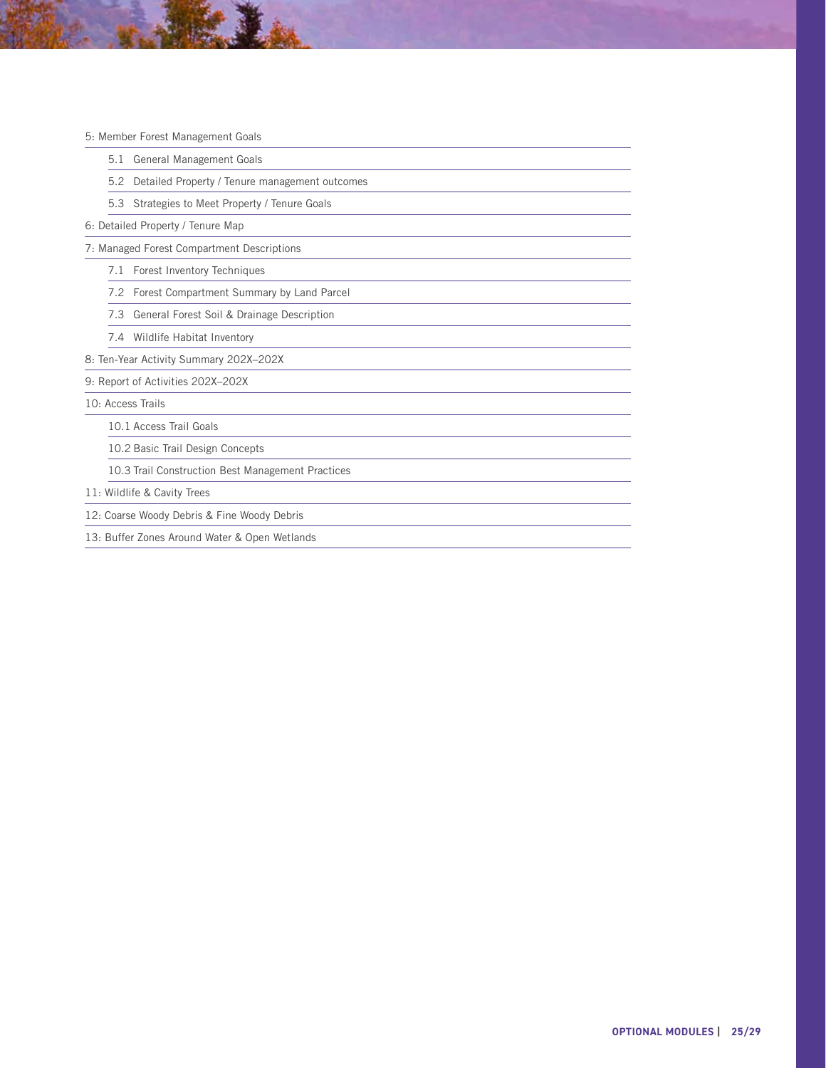5: Member Forest Management Goals

- 5.1 General Management Goals
- 5.2 Detailed Property / Tenure management outcomes
- 5.3 Strategies to Meet Property / Tenure Goals

6: Detailed Property / Tenure Map

7: Managed Forest Compartment Descriptions

- 7.1 Forest Inventory Techniques
- 7.2 Forest Compartment Summary by Land Parcel
- 7.3 General Forest Soil & Drainage Description
- 7.4 Wildlife Habitat Inventory

8: Ten-Year Activity Summary 202X–202X

9: Report of Activities 202X–202X

10: Access Trails

- 10.1 Access Trail Goals
- 10.2 Basic Trail Design Concepts
- 10.3 Trail Construction Best Management Practices

11: Wildlife & Cavity Trees

12: Coarse Woody Debris & Fine Woody Debris

13: Buffer Zones Around Water & Open Wetlands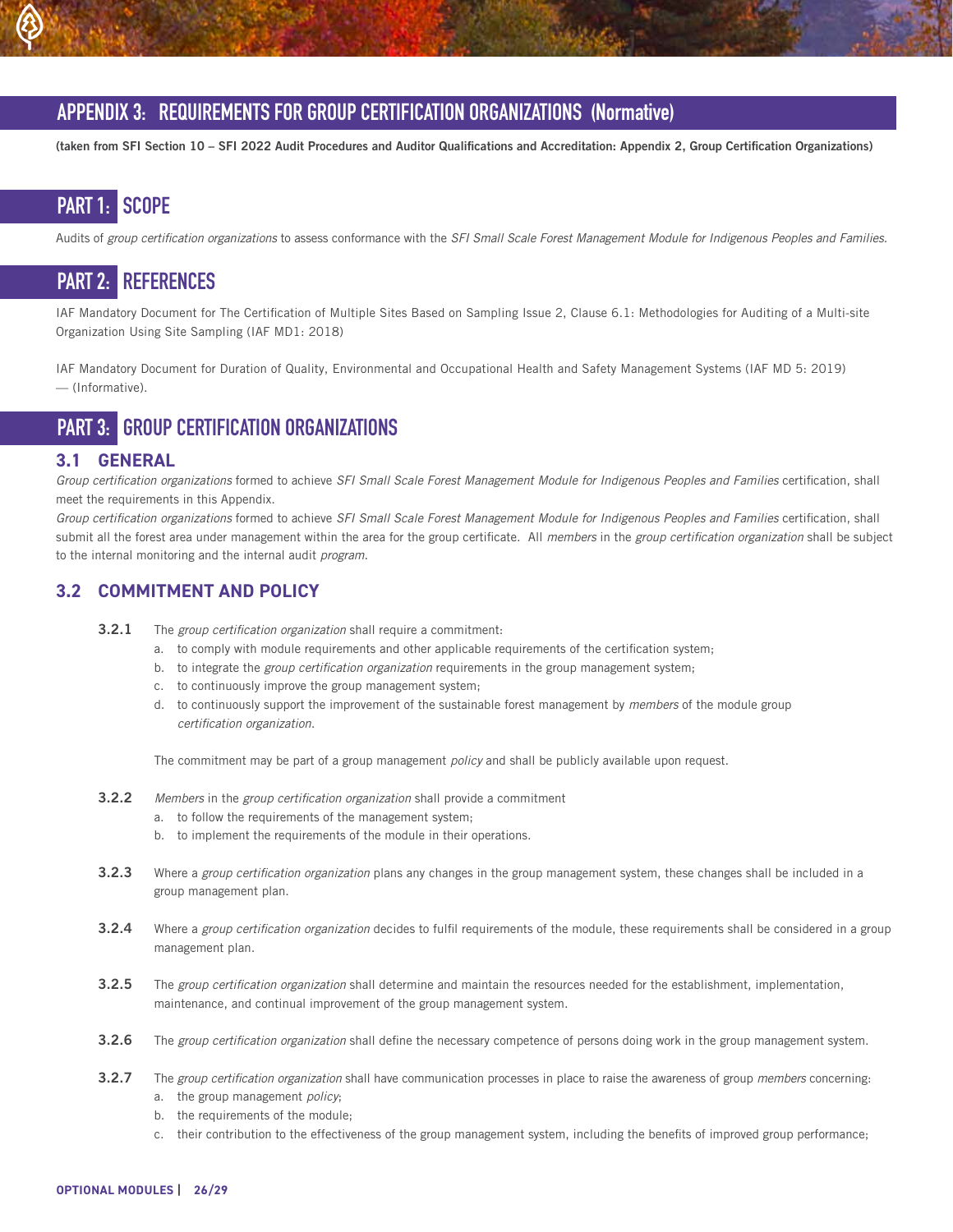# APPENDIX 3: REQUIREMENTS FOR GROUP CERTIFICATION ORGANIZATIONS (Normative)

**(taken from SFI Section 10 – SFI 2022 Audit Procedures and Auditor Qualifications and Accreditation: Appendix 2, Group Certification Organizations)**

## PART 1: SCOPE

Audits of *group certification organizations* to assess conformance with the *SFI Small Scale Forest Management Module for Indigenous Peoples and Families.*

## PART 2: REFERENCES

IAF Mandatory Document for The Certification of Multiple Sites Based on Sampling Issue 2, Clause 6.1: Methodologies for Auditing of a Multi-site Organization Using Site Sampling (IAF MD1: 2018)

IAF Mandatory Document for Duration of Quality, Environmental and Occupational Health and Safety Management Systems (IAF MD 5: 2019) — (Informative).

## PART 3: GROUP CERTIFICATION ORGANIZATIONS

### 3.1 GENERAL

*Group certification organizations* formed to achieve *SFI Small Scale Forest Management Module for Indigenous Peoples and Families* certification, shall meet the requirements in this Appendix.

*Group certification organizations* formed to achieve *SFI Small Scale Forest Management Module for Indigenous Peoples and Families* certification, shall submit all the forest area under management within the area for the group certificate. All *members* in the *group certification organization* shall be subject to the internal monitoring and the internal audit *program*.

### 3.2 COMMITMENT AND POLICY

**3.2.1** The *group certification organization* shall require a commitment:

a. to comply with module requirements and other applicable requirements of the certification system;
b. to integrate the *group certification organization* requirements in the group management system;
c. to continuously improve the group management system;
d. to continuously support the improvement of the sustainable forest management by *members* of the module group *certification organization.*

The commitment may be part of a group management *policy* and shall be publicly available upon request.

**3.2.2** *Members* in the *group certification organization* shall provide a commitment

a. to follow the requirements of the management system;
b. to implement the requirements of the module in their operations.

**3.2.3** Where a *group certification organization* plans any changes in the group management system, these changes shall be included in a group management plan.

**3.2.4** Where a *group certification organization* decides to fulfil requirements of the module, these requirements shall be considered in a group management plan.

**3.2.5** The *group certification organization* shall determine and maintain the resources needed for the establishment, implementation, maintenance, and continual improvement of the group management system.

**3.2.6** The *group certification organization* shall define the necessary competence of persons doing work in the group management system.

**3.2.7** The *group certification organization* shall have communication processes in place to raise the awareness of group *members* concerning:

a. the group management *policy*;
b. the requirements of the module;
c. their contribution to the effectiveness of the group management system, including the benefits of improved group performance;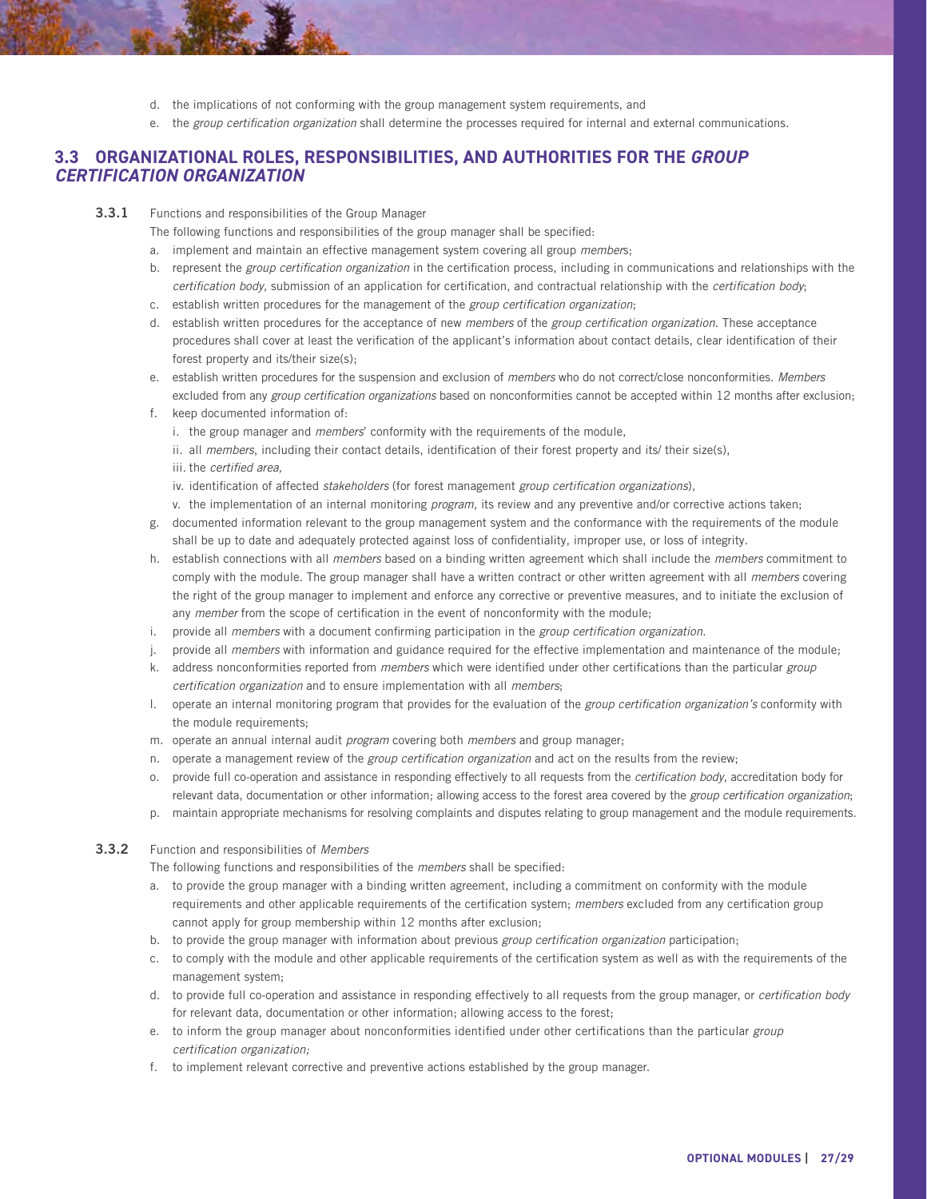d. the implications of not conforming with the group management system requirements, and
e. the *group certification organization* shall determine the processes required for internal and external communications.

## 3.3 ORGANIZATIONAL ROLES, RESPONSIBILITIES, AND AUTHORITIES FOR THE *GROUP CERTIFICATION ORGANIZATION*

**3.3.1** Functions and responsibilities of the Group Manager

The following functions and responsibilities of the group manager shall be specified:

a. implement and maintain an effective management system covering all group *member*s;
b. represent the *group certification organization* in the certification process, including in communications and relationships with the *certification body*, submission of an application for certification, and contractual relationship with the *certification body*;
c. establish written procedures for the management of the *group certification organization*;
d. establish written procedures for the acceptance of new *members* of the *group certification organization*. These acceptance procedures shall cover at least the verification of the applicant's information about contact details, clear identification of their forest property and its/their size(s);
e. establish written procedures for the suspension and exclusion of *members* who do not correct/close nonconformities. *Members* excluded from any *group certification organizations* based on nonconformities cannot be accepted within 12 months after exclusion;
f. keep documented information of:
   i. the group manager and *members*' conformity with the requirements of the module,
   ii. all *members*, including their contact details, identification of their forest property and its/ their size(s),
   iii. the *certified area,*
   iv. identification of affected *stakeholders* (for forest management *group certification organizations*),
   v. the implementation of an internal monitoring *program*, its review and any preventive and/or corrective actions taken;
g. documented information relevant to the group management system and the conformance with the requirements of the module shall be up to date and adequately protected against loss of confidentiality, improper use, or loss of integrity.
h. establish connections with all *members* based on a binding written agreement which shall include the *members* commitment to comply with the module. The group manager shall have a written contract or other written agreement with all *members* covering the right of the group manager to implement and enforce any corrective or preventive measures, and to initiate the exclusion of any *member* from the scope of certification in the event of nonconformity with the module;
i. provide all *members* with a document confirming participation in the *group certification organization*.
j. provide all *members* with information and guidance required for the effective implementation and maintenance of the module;
k. address nonconformities reported from *members* which were identified under other certifications than the particular *group certification organization* and to ensure implementation with all *members*;
l. operate an internal monitoring program that provides for the evaluation of the *group certification organization's* conformity with the module requirements;
m. operate an annual internal audit *program* covering both *members* and group manager;
n. operate a management review of the *group certification organization* and act on the results from the review;
o. provide full co-operation and assistance in responding effectively to all requests from the *certification body*, accreditation body for relevant data, documentation or other information; allowing access to the forest area covered by the *group certification organization*;
p. maintain appropriate mechanisms for resolving complaints and disputes relating to group management and the module requirements.

**3.3.2** Function and responsibilities of *Members*

The following functions and responsibilities of the *members* shall be specified:

a. to provide the group manager with a binding written agreement, including a commitment on conformity with the module requirements and other applicable requirements of the certification system; *members* excluded from any certification group cannot apply for group membership within 12 months after exclusion;
b. to provide the group manager with information about previous *group certification organization* participation;
c. to comply with the module and other applicable requirements of the certification system as well as with the requirements of the management system;
d. to provide full co-operation and assistance in responding effectively to all requests from the group manager, or *certification body* for relevant data, documentation or other information; allowing access to the forest;
e. to inform the group manager about nonconformities identified under other certifications than the particular *group certification organization;*
f. to implement relevant corrective and preventive actions established by the group manager.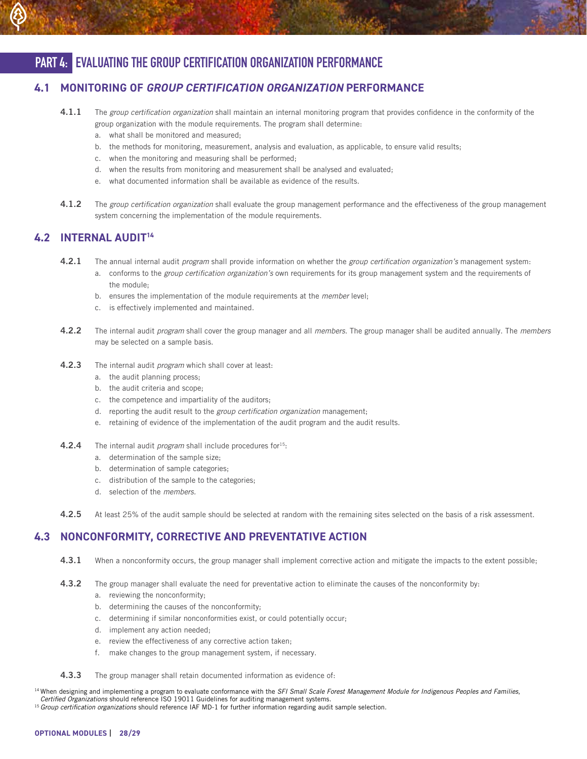# PART 4: EVALUATING THE GROUP CERTIFICATION ORGANIZATION PERFORMANCE

## 4.1 MONITORING OF *GROUP CERTIFICATION ORGANIZATION* PERFORMANCE

**4.1.1** The *group certification organization* shall maintain an internal monitoring program that provides confidence in the conformity of the group organization with the module requirements. The program shall determine:

a. what shall be monitored and measured;
b. the methods for monitoring, measurement, analysis and evaluation, as applicable, to ensure valid results;
c. when the monitoring and measuring shall be performed;
d. when the results from monitoring and measurement shall be analysed and evaluated;
e. what documented information shall be available as evidence of the results.

**4.1.2** The *group certification organization* shall evaluate the group management performance and the effectiveness of the group management system concerning the implementation of the module requirements.

## 4.2 INTERNAL AUDIT[14]

**4.2.1** The annual internal audit *program* shall provide information on whether the *group certification organization's* management system:

a. conforms to the *group certification organization's* own requirements for its group management system and the requirements of the module;
b. ensures the implementation of the module requirements at the *member* level;
c. is effectively implemented and maintained.

**4.2.2** The internal audit *program* shall cover the group manager and all *members*. The group manager shall be audited annually. The *members* may be selected on a sample basis.

**4.2.3** The internal audit *program* which shall cover at least:

a. the audit planning process;
b. the audit criteria and scope;
c. the competence and impartiality of the auditors;
d. reporting the audit result to the *group certification organization* management;
e. retaining of evidence of the implementation of the audit program and the audit results.

**4.2.4** The internal audit *program* shall include procedures for[15]:

a. determination of the sample size;
b. determination of sample categories;
c. distribution of the sample to the categories;
d. selection of the *members*.

**4.2.5** At least 25% of the audit sample should be selected at random with the remaining sites selected on the basis of a risk assessment.

## 4.3 NONCONFORMITY, CORRECTIVE AND PREVENTATIVE ACTION

**4.3.1** When a nonconformity occurs, the group manager shall implement corrective action and mitigate the impacts to the extent possible;

**4.3.2** The group manager shall evaluate the need for preventative action to eliminate the causes of the nonconformity by:

a. reviewing the nonconformity;
b. determining the causes of the nonconformity;
c. determining if similar nonconformities exist, or could potentially occur;
d. implement any action needed;
e. review the effectiveness of any corrective action taken;
f. make changes to the group management system, if necessary.

**4.3.3** The group manager shall retain documented information as evidence of:

[14] When designing and implementing a program to evaluate conformance with the *SFI Small Scale Forest Management Module for Indigenous Peoples and Families, Certified Organizations* should reference ISO 19011 Guidelines for auditing management systems.

[15] *Group certification organizations* should reference IAF MD-1 for further information regarding audit sample selection.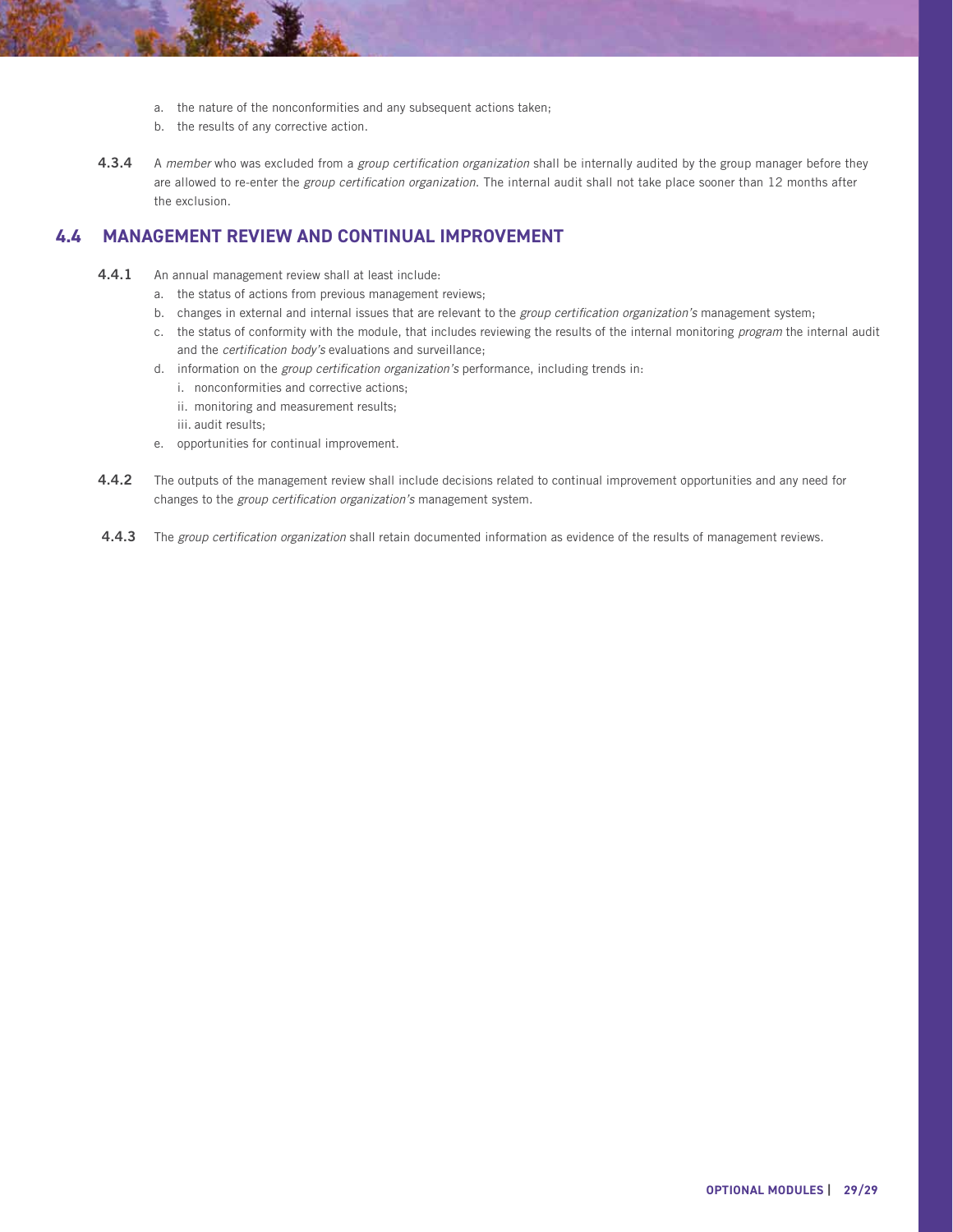a. the nature of the nonconformities and any subsequent actions taken;
b. the results of any corrective action.

**4.3.4** A *member* who was excluded from a *group certification organization* shall be internally audited by the group manager before they are allowed to re-enter the *group certification organization*. The internal audit shall not take place sooner than 12 months after the exclusion.

## 4.4 MANAGEMENT REVIEW AND CONTINUAL IMPROVEMENT

**4.4.1** An annual management review shall at least include:

a. the status of actions from previous management reviews;
b. changes in external and internal issues that are relevant to the *group certification organization's* management system;
c. the status of conformity with the module, that includes reviewing the results of the internal monitoring *program* the internal audit and the *certification body's* evaluations and surveillance;
d. information on the *group certification organization's* performance, including trends in:
   i. nonconformities and corrective actions;
   ii. monitoring and measurement results;
   iii. audit results;
e. opportunities for continual improvement.

**4.4.2** The outputs of the management review shall include decisions related to continual improvement opportunities and any need for changes to the *group certification organization's* management system.

**4.4.3** The *group certification organization* shall retain documented information as evidence of the results of management reviews.